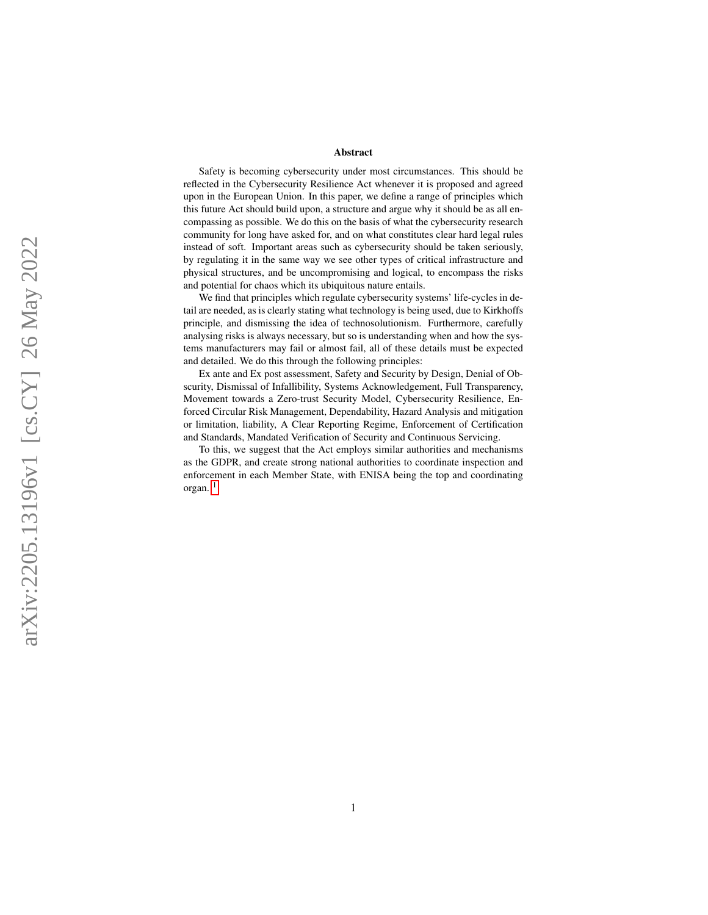## Abstract

Safety is becoming cybersecurity under most circumstances. This should be reflected in the Cybersecurity Resilience Act whenever it is proposed and agreed upon in the European Union. In this paper, we define a range of principles which this future Act should build upon, a structure and argue why it should be as all encompassing as possible. We do this on the basis of what the cybersecurity research community for long have asked for, and on what constitutes clear hard legal rules instead of soft. Important areas such as cybersecurity should be taken seriously, by regulating it in the same way we see other types of critical infrastructure and physical structures, and be uncompromising and logical, to encompass the risks and potential for chaos which its ubiquitous nature entails.

We find that principles which regulate cybersecurity systems' life-cycles in detail are needed, as is clearly stating what technology is being used, due to Kirkhoffs principle, and dismissing the idea of technosolutionism. Furthermore, carefully analysing risks is always necessary, but so is understanding when and how the systems manufacturers may fail or almost fail, all of these details must be expected and detailed. We do this through the following principles:

Ex ante and Ex post assessment, Safety and Security by Design, Denial of Obscurity, Dismissal of Infallibility, Systems Acknowledgement, Full Transparency, Movement towards a Zero-trust Security Model, Cybersecurity Resilience, Enforced Circular Risk Management, Dependability, Hazard Analysis and mitigation or limitation, liability, A Clear Reporting Regime, Enforcement of Certification and Standards, Mandated Verification of Security and Continuous Servicing.

To this, we suggest that the Act employs similar authorities and mechanisms as the GDPR, and create strong national authorities to coordinate inspection and enforcement in each Member State, with ENISA being the top and coordinating organ. [1]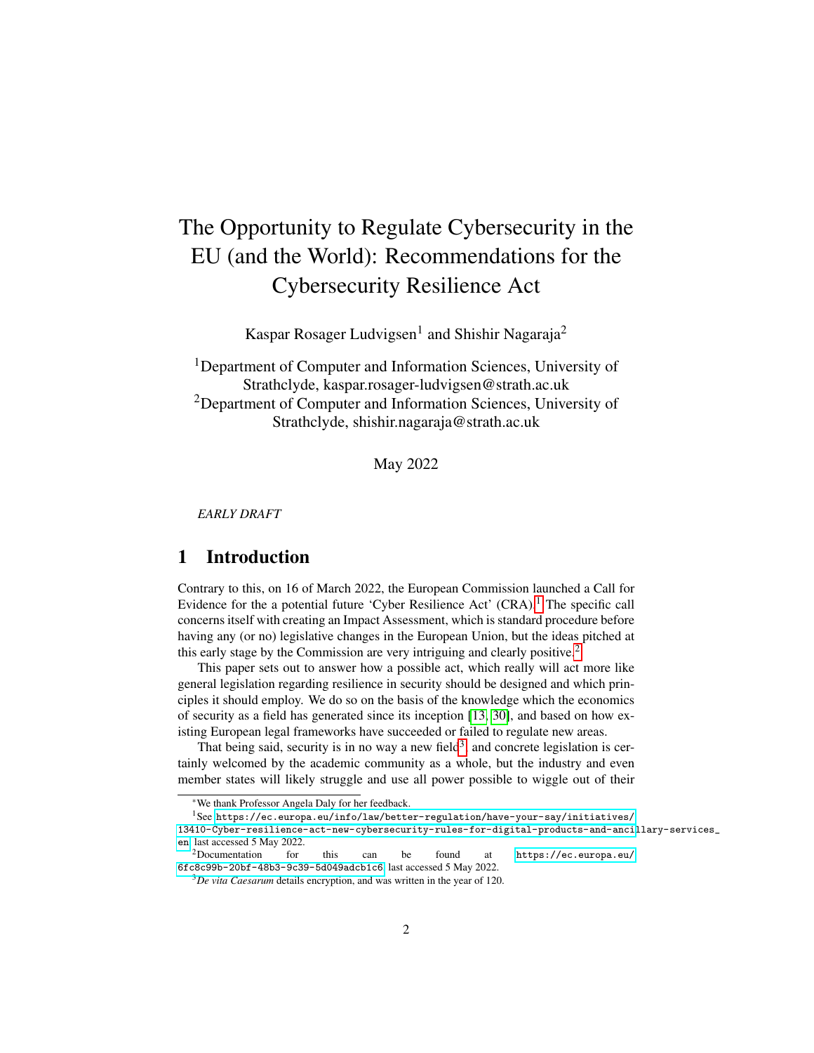# The Opportunity to Regulate Cybersecurity in the EU (and the World): Recommendations for the Cybersecurity Resilience Act

Kaspar Rosager Ludvigsen[1] and Shishir Nagaraja[2]

[1]Department of Computer and Information Sciences, University of Strathclyde, kaspar.rosager-ludvigsen@strath.ac.uk
[2]Department of Computer and Information Sciences, University of Strathclyde, shishir.nagaraja@strath.ac.uk

May 2022

*EARLY DRAFT*

## 1 Introduction

Contrary to this, on 16 of March 2022, the European Commission launched a Call for Evidence for the a potential future 'Cyber Resilience Act' (CRA).[1] The specific call concerns itself with creating an Impact Assessment, which is standard procedure before having any (or no) legislative changes in the European Union, but the ideas pitched at this early stage by the Commission are very intriguing and clearly positive.[2]

This paper sets out to answer how a possible act, which really will act more like general legislation regarding resilience in security should be designed and which principles it should employ. We do so on the basis of the knowledge which the economics of security as a field has generated since its inception [13, 30], and based on how existing European legal frameworks have succeeded or failed to regulate new areas.

That being said, security is in no way a new field[3], and concrete legislation is certainly welcomed by the academic community as a whole, but the industry and even member states will likely struggle and use all power possible to wiggle out of their

---

*We thank Professor Angela Daly for her feedback.

[1]See https://ec.europa.eu/info/law/better-regulation/have-your-say/initiatives/13410-Cyber-resilience-act-new-cybersecurity-rules-for-digital-products-and-ancillary-services_en last accessed 5 May 2022.

[2]Documentation for this can be found at https://ec.europa.eu/6fc8c99b-20bf-48b3-9c39-5d049adcb1c6, last accessed 5 May 2022.

[3]*De vita Caesarum* details encryption, and was written in the year of 120.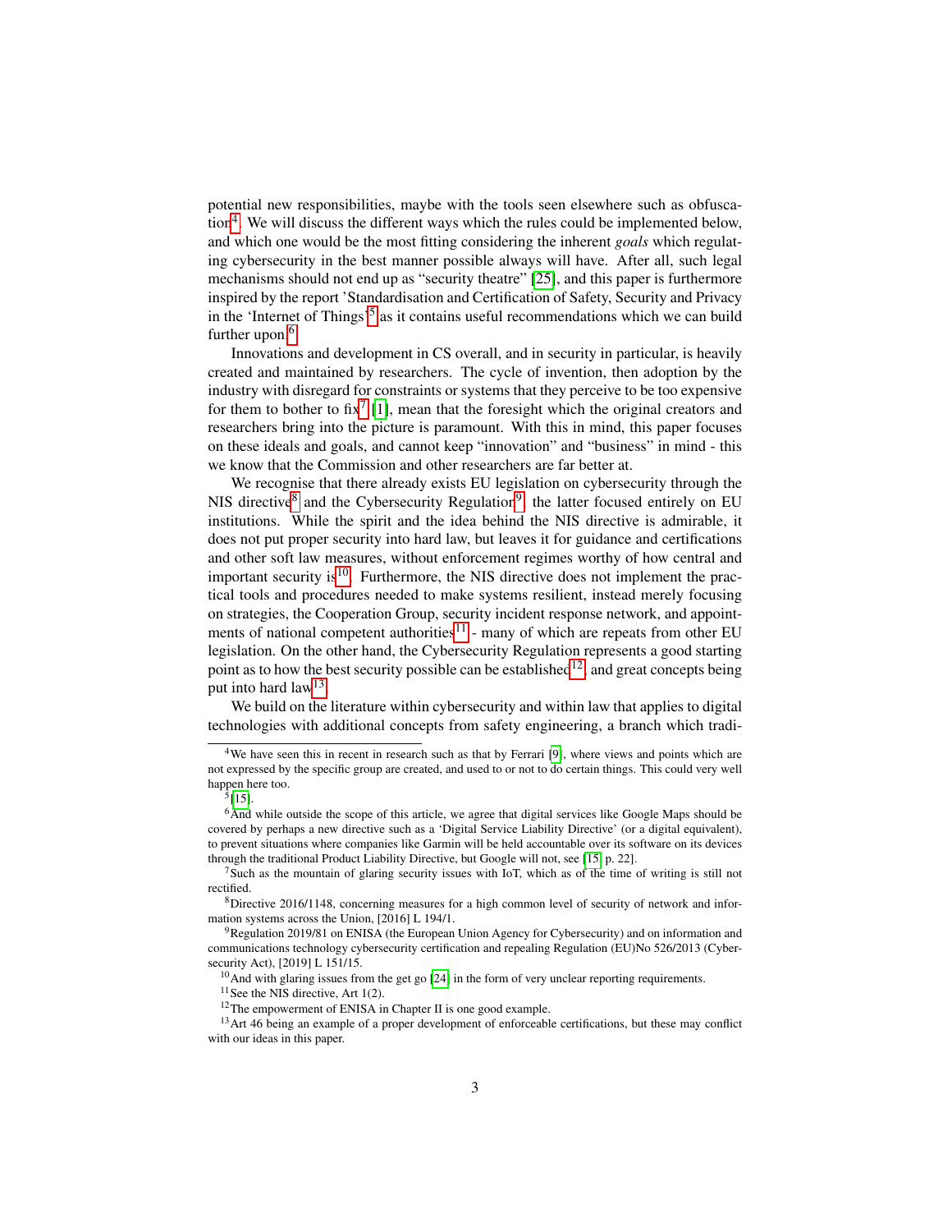potential new responsibilities, maybe with the tools seen elsewhere such as obfuscation[4]. We will discuss the different ways which the rules could be implemented below, and which one would be the most fitting considering the inherent *goals* which regulating cybersecurity in the best manner possible always will have. After all, such legal mechanisms should not end up as "security theatre" [25], and this paper is furthermore inspired by the report 'Standardisation and Certification of Safety, Security and Privacy in the 'Internet of Things'[5] as it contains useful recommendations which we can build further upon.[6]

Innovations and development in CS overall, and in security in particular, is heavily created and maintained by researchers. The cycle of invention, then adoption by the industry with disregard for constraints or systems that they perceive to be too expensive for them to bother to fix[7] [1], mean that the foresight which the original creators and researchers bring into the picture is paramount. With this in mind, this paper focuses on these ideals and goals, and cannot keep "innovation" and "business" in mind - this we know that the Commission and other researchers are far better at.

We recognise that there already exists EU legislation on cybersecurity through the NIS directive[8] and the Cybersecurity Regulation[9], the latter focused entirely on EU institutions. While the spirit and the idea behind the NIS directive is admirable, it does not put proper security into hard law, but leaves it for guidance and certifications and other soft law measures, without enforcement regimes worthy of how central and important security is[10]. Furthermore, the NIS directive does not implement the practical tools and procedures needed to make systems resilient, instead merely focusing on strategies, the Cooperation Group, security incident response network, and appointments of national competent authorities[11] - many of which are repeats from other EU legislation. On the other hand, the Cybersecurity Regulation represents a good starting point as to how the best security possible can be established[12], and great concepts being put into hard law[13].

We build on the literature within cybersecurity and within law that applies to digital technologies with additional concepts from safety engineering, a branch which tradi-

---

[4] We have seen this in recent in research such as that by Ferrari [9], where views and points which are not expressed by the specific group are created, and used to or not to do certain things. This could very well happen here too.

[5] [15].

[6] And while outside the scope of this article, we agree that digital services like Google Maps should be covered by perhaps a new directive such as a 'Digital Service Liability Directive' (or a digital equivalent), to prevent situations where companies like Garmin will be held accountable over its software on its devices through the traditional Product Liability Directive, but Google will not, see [15, p. 22].

[7] Such as the mountain of glaring security issues with IoT, which as of the time of writing is still not rectified.

[8] Directive 2016/1148, concerning measures for a high common level of security of network and information systems across the Union, [2016] L 194/1.

[9] Regulation 2019/81 on ENISA (the European Union Agency for Cybersecurity) and on information and communications technology cybersecurity certification and repealing Regulation (EU)No 526/2013 (Cybersecurity Act), [2019] L 151/15.

[10] And with glaring issues from the get go [24] in the form of very unclear reporting requirements.

[11] See the NIS directive, Art 1(2).

[12] The empowerment of ENISA in Chapter II is one good example.

[13] Art 46 being an example of a proper development of enforceable certifications, but these may conflict with our ideas in this paper.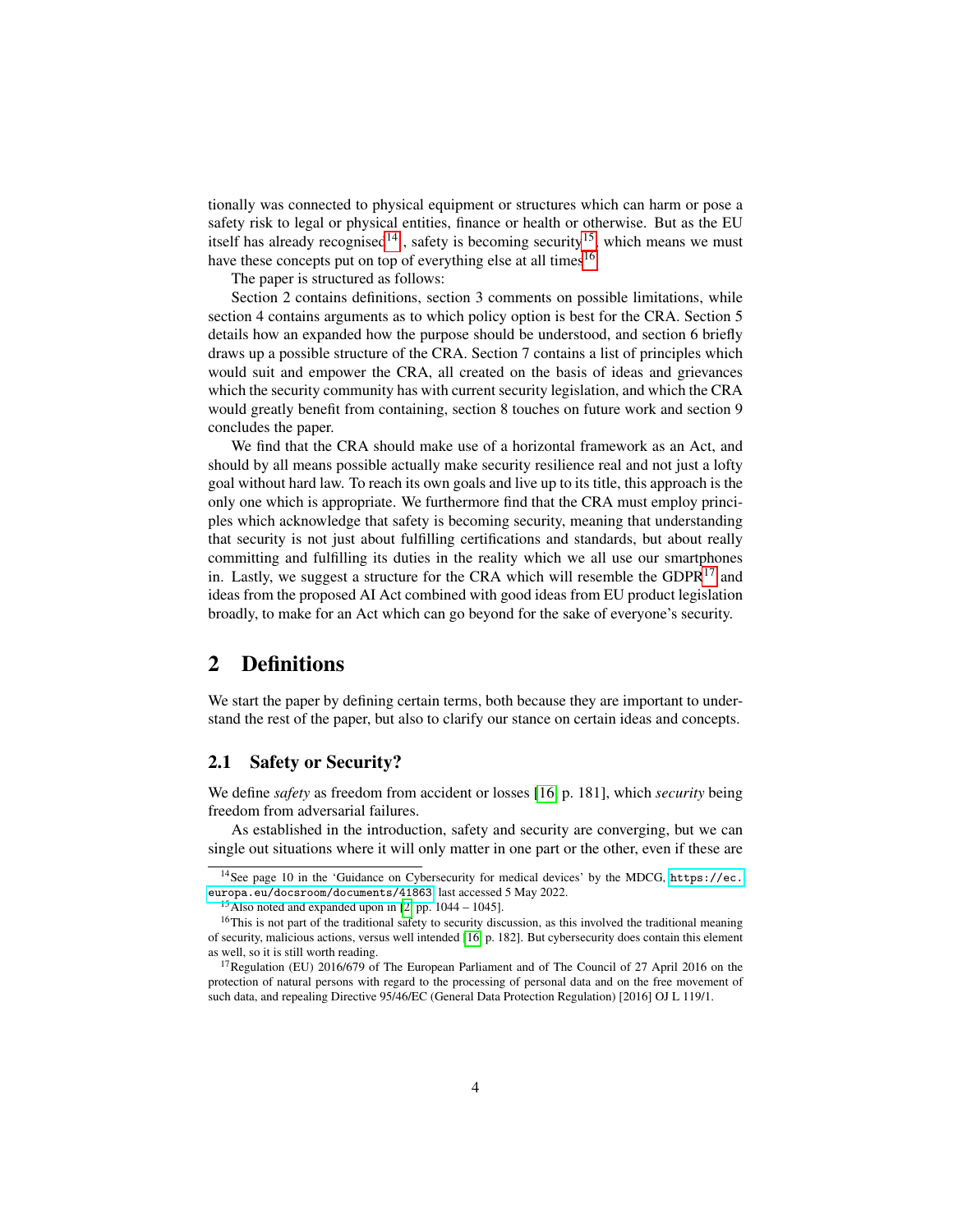tionally was connected to physical equipment or structures which can harm or pose a safety risk to legal or physical entities, finance or health or otherwise. But as the EU itself has already recognised[14], safety is becoming security[15], which means we must have these concepts put on top of everything else at all times[16].

The paper is structured as follows:

Section 2 contains definitions, section 3 comments on possible limitations, while section 4 contains arguments as to which policy option is best for the CRA. Section 5 details how an expanded how the purpose should be understood, and section 6 briefly draws up a possible structure of the CRA. Section 7 contains a list of principles which would suit and empower the CRA, all created on the basis of ideas and grievances which the security community has with current security legislation, and which the CRA would greatly benefit from containing, section 8 touches on future work and section 9 concludes the paper.

We find that the CRA should make use of a horizontal framework as an Act, and should by all means possible actually make security resilience real and not just a lofty goal without hard law. To reach its own goals and live up to its title, this approach is the only one which is appropriate. We furthermore find that the CRA must employ principles which acknowledge that safety is becoming security, meaning that understanding that security is not just about fulfilling certifications and standards, but about really committing and fulfilling its duties in the reality which we all use our smartphones in. Lastly, we suggest a structure for the CRA which will resemble the GDPR[17] and ideas from the proposed AI Act combined with good ideas from EU product legislation broadly, to make for an Act which can go beyond for the sake of everyone's security.

## 2 Definitions

We start the paper by defining certain terms, both because they are important to understand the rest of the paper, but also to clarify our stance on certain ideas and concepts.

### 2.1 Safety or Security?

We define *safety* as freedom from accident or losses [16, p. 181], which *security* being freedom from adversarial failures.

As established in the introduction, safety and security are converging, but we can single out situations where it will only matter in one part or the other, even if these are

---

[14] See page 10 in the 'Guidance on Cybersecurity for medical devices' by the MDCG, https://ec.europa.eu/docsroom/documents/41863, last accessed 5 May 2022.

[15] Also noted and expanded upon in [2, pp. 1044 – 1045].

[16] This is not part of the traditional safety to security discussion, as this involved the traditional meaning of security, malicious actions, versus well intended [16, p. 182]. But cybersecurity does contain this element as well, so it is still worth reading.

[17] Regulation (EU) 2016/679 of The European Parliament and of The Council of 27 April 2016 on the protection of natural persons with regard to the processing of personal data and on the free movement of such data, and repealing Directive 95/46/EC (General Data Protection Regulation) [2016] OJ L 119/1.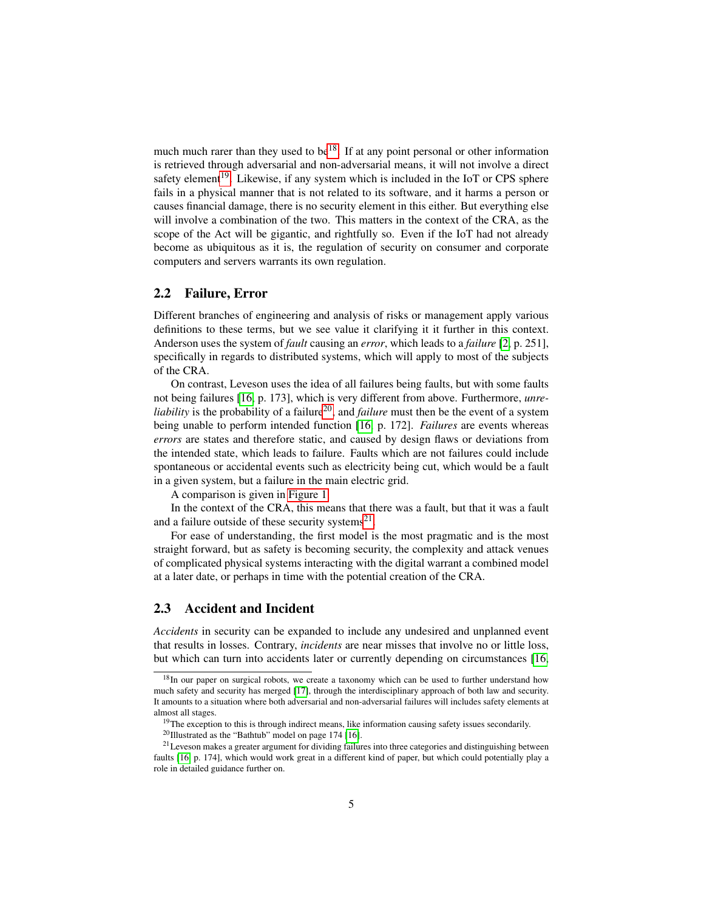much much rarer than they used to be[18]. If at any point personal or other information is retrieved through adversarial and non-adversarial means, it will not involve a direct safety element[19]. Likewise, if any system which is included in the IoT or CPS sphere fails in a physical manner that is not related to its software, and it harms a person or causes financial damage, there is no security element in this either. But everything else will involve a combination of the two. This matters in the context of the CRA, as the scope of the Act will be gigantic, and rightfully so. Even if the IoT had not already become as ubiquitous as it is, the regulation of security on consumer and corporate computers and servers warrants its own regulation.

## 2.2 Failure, Error

Different branches of engineering and analysis of risks or management apply various definitions to these terms, but we see value it clarifying it it further in this context. Anderson uses the system of *fault* causing an *error*, which leads to a *failure* [2, p. 251], specifically in regards to distributed systems, which will apply to most of the subjects of the CRA.

On contrast, Leveson uses the idea of all failures being faults, but with some faults not being failures [16, p. 173], which is very different from above. Furthermore, *unreliability* is the probability of a failure[20], and *failure* must then be the event of a system being unable to perform intended function [16, p. 172]. *Failures* are events whereas *errors* are states and therefore static, and caused by design flaws or deviations from the intended state, which leads to failure. Faults which are not failures could include spontaneous or accidental events such as electricity being cut, which would be a fault in a given system, but a failure in the main electric grid.

A comparison is given in Figure 1.

In the context of the CRA, this means that there was a fault, but that it was a fault and a failure outside of these security systems[21].

For ease of understanding, the first model is the most pragmatic and is the most straight forward, but as safety is becoming security, the complexity and attack venues of complicated physical systems interacting with the digital warrant a combined model at a later date, or perhaps in time with the potential creation of the CRA.

## 2.3 Accident and Incident

*Accidents* in security can be expanded to include any undesired and unplanned event that results in losses. Contrary, *incidents* are near misses that involve no or little loss, but which can turn into accidents later or currently depending on circumstances [16,

---

[18] In our paper on surgical robots, we create a taxonomy which can be used to further understand how much safety and security has merged [17], through the interdisciplinary approach of both law and security. It amounts to a situation where both adversarial and non-adversarial failures will includes safety elements at almost all stages.

[19] The exception to this is through indirect means, like information causing safety issues secondarily.

[20] Illustrated as the "Bathtub" model on page 174 [16].

[21] Leveson makes a greater argument for dividing failures into three categories and distinguishing between faults [16, p. 174], which would work great in a different kind of paper, but which could potentially play a role in detailed guidance further on.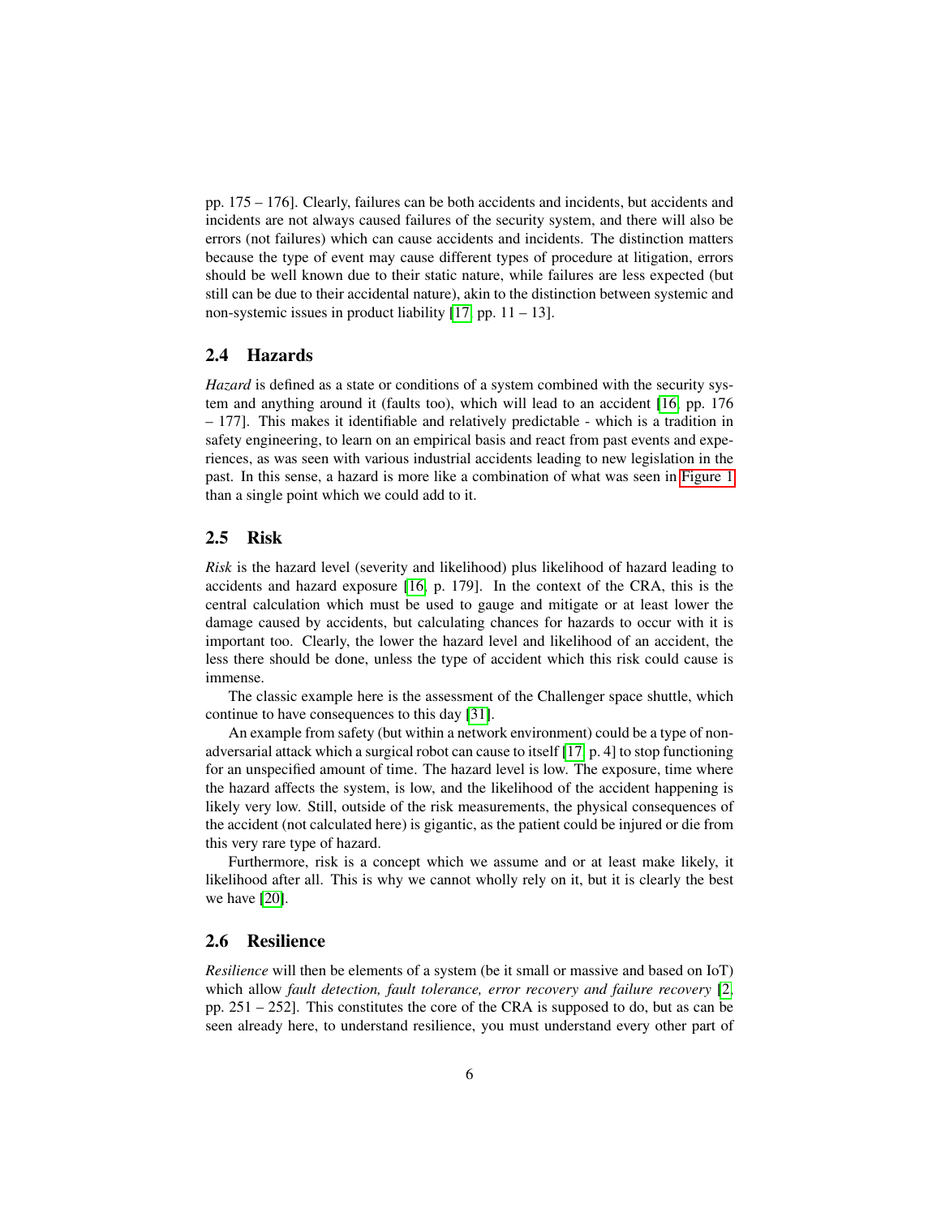pp. 175 – 176]. Clearly, failures can be both accidents and incidents, but accidents and incidents are not always caused failures of the security system, and there will also be errors (not failures) which can cause accidents and incidents. The distinction matters because the type of event may cause different types of procedure at litigation, errors should be well known due to their static nature, while failures are less expected (but still can be due to their accidental nature), akin to the distinction between systemic and non-systemic issues in product liability [17, pp. 11 – 13].

## 2.4 Hazards

*Hazard* is defined as a state or conditions of a system combined with the security system and anything around it (faults too), which will lead to an accident [16, pp. 176 – 177]. This makes it identifiable and relatively predictable - which is a tradition in safety engineering, to learn on an empirical basis and react from past events and experiences, as was seen with various industrial accidents leading to new legislation in the past. In this sense, a hazard is more like a combination of what was seen in Figure 1 than a single point which we could add to it.

## 2.5 Risk

*Risk* is the hazard level (severity and likelihood) plus likelihood of hazard leading to accidents and hazard exposure [16, p. 179]. In the context of the CRA, this is the central calculation which must be used to gauge and mitigate or at least lower the damage caused by accidents, but calculating chances for hazards to occur with it is important too. Clearly, the lower the hazard level and likelihood of an accident, the less there should be done, unless the type of accident which this risk could cause is immense.

The classic example here is the assessment of the Challenger space shuttle, which continue to have consequences to this day [31].

An example from safety (but within a network environment) could be a type of non-adversarial attack which a surgical robot can cause to itself [17, p. 4] to stop functioning for an unspecified amount of time. The hazard level is low. The exposure, time where the hazard affects the system, is low, and the likelihood of the accident happening is likely very low. Still, outside of the risk measurements, the physical consequences of the accident (not calculated here) is gigantic, as the patient could be injured or die from this very rare type of hazard.

Furthermore, risk is a concept which we assume and or at least make likely, it likelihood after all. This is why we cannot wholly rely on it, but it is clearly the best we have [20].

## 2.6 Resilience

*Resilience* will then be elements of a system (be it small or massive and based on IoT) which allow *fault detection, fault tolerance, error recovery and failure recovery* [2, pp. 251 – 252]. This constitutes the core of the CRA is supposed to do, but as can be seen already here, to understand resilience, you must understand every other part of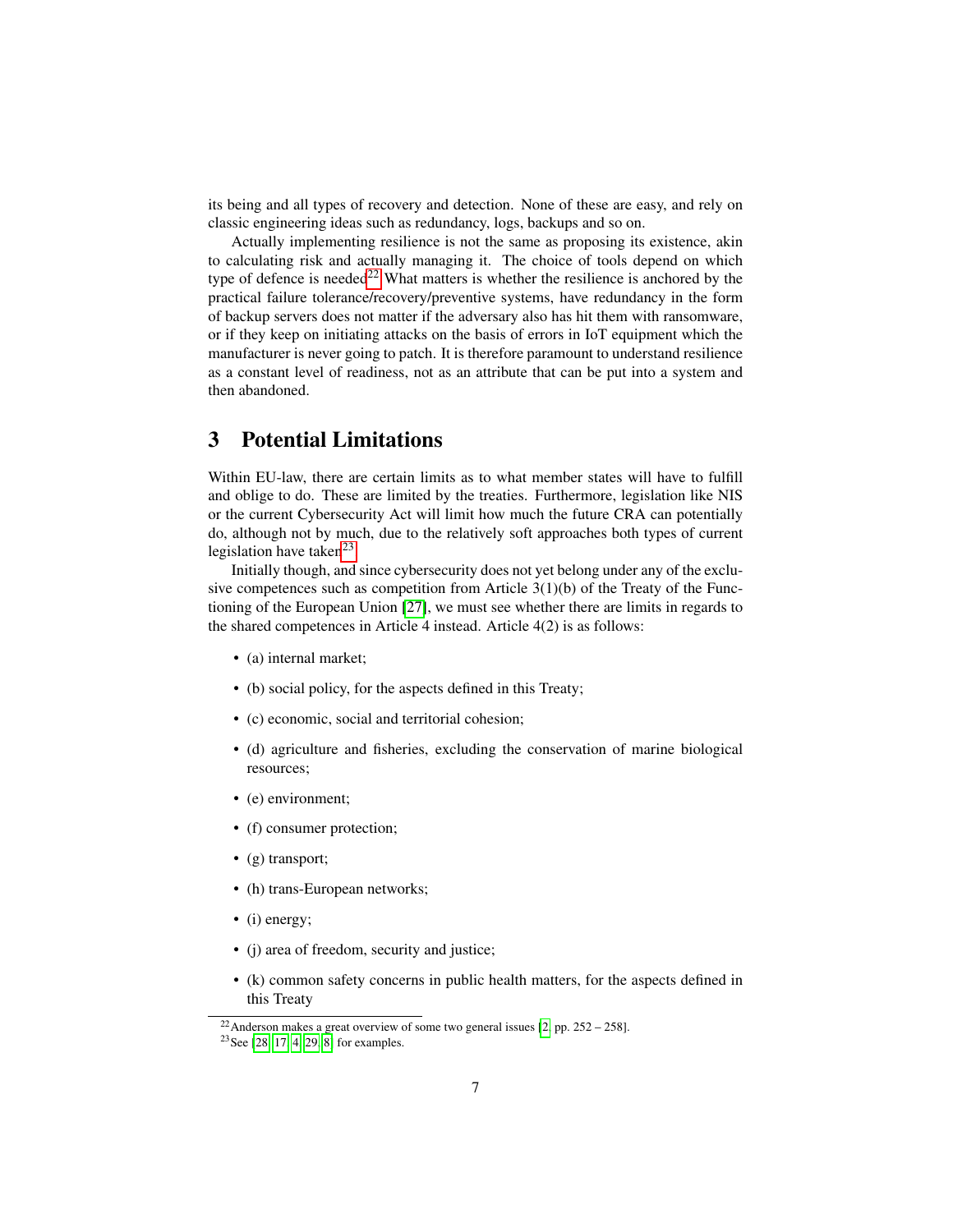its being and all types of recovery and detection. None of these are easy, and rely on classic engineering ideas such as redundancy, logs, backups and so on.

Actually implementing resilience is not the same as proposing its existence, akin to calculating risk and actually managing it. The choice of tools depend on which type of defence is needed[22] What matters is whether the resilience is anchored by the practical failure tolerance/recovery/preventive systems, have redundancy in the form of backup servers does not matter if the adversary also has hit them with ransomware, or if they keep on initiating attacks on the basis of errors in IoT equipment which the manufacturer is never going to patch. It is therefore paramount to understand resilience as a constant level of readiness, not as an attribute that can be put into a system and then abandoned.

## 3 Potential Limitations

Within EU-law, there are certain limits as to what member states will have to fulfill and oblige to do. These are limited by the treaties. Furthermore, legislation like NIS or the current Cybersecurity Act will limit how much the future CRA can potentially do, although not by much, due to the relatively soft approaches both types of current legislation have taken[23]

Initially though, and since cybersecurity does not yet belong under any of the exclusive competences such as competition from Article 3(1)(b) of the Treaty of the Functioning of the European Union [27], we must see whether there are limits in regards to the shared competences in Article 4 instead. Article 4(2) is as follows:

- (a) internal market;
- (b) social policy, for the aspects defined in this Treaty;
- (c) economic, social and territorial cohesion;
- (d) agriculture and fisheries, excluding the conservation of marine biological resources;
- (e) environment;
- (f) consumer protection;
- (g) transport;
- (h) trans-European networks;
- (i) energy;
- (j) area of freedom, security and justice;
- (k) common safety concerns in public health matters, for the aspects defined in this Treaty

[22] Anderson makes a great overview of some two general issues [2, pp. 252 – 258].

[23] See [28, 17, 4, 29, 8] for examples.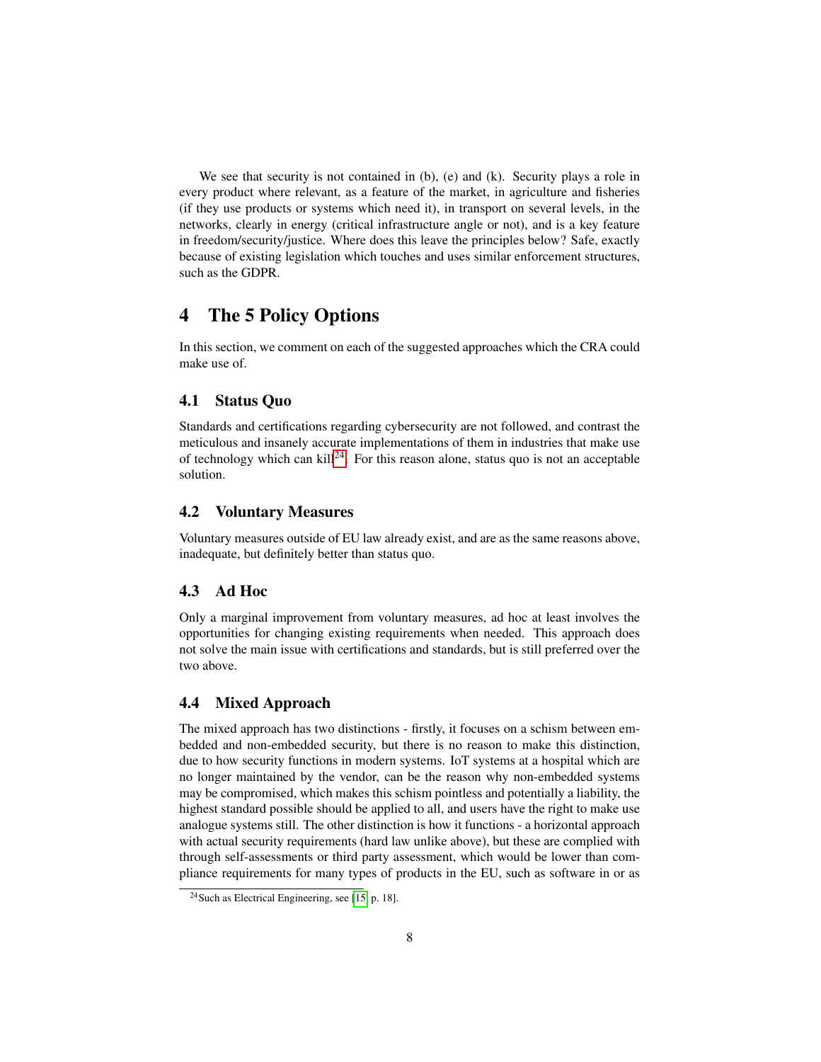We see that security is not contained in (b), (e) and (k). Security plays a role in every product where relevant, as a feature of the market, in agriculture and fisheries (if they use products or systems which need it), in transport on several levels, in the networks, clearly in energy (critical infrastructure angle or not), and is a key feature in freedom/security/justice. Where does this leave the principles below? Safe, exactly because of existing legislation which touches and uses similar enforcement structures, such as the GDPR.

# 4 The 5 Policy Options

In this section, we comment on each of the suggested approaches which the CRA could make use of.

## 4.1 Status Quo

Standards and certifications regarding cybersecurity are not followed, and contrast the meticulous and insanely accurate implementations of them in industries that make use of technology which can kill[24]. For this reason alone, status quo is not an acceptable solution.

## 4.2 Voluntary Measures

Voluntary measures outside of EU law already exist, and are as the same reasons above, inadequate, but definitely better than status quo.

## 4.3 Ad Hoc

Only a marginal improvement from voluntary measures, ad hoc at least involves the opportunities for changing existing requirements when needed. This approach does not solve the main issue with certifications and standards, but is still preferred over the two above.

## 4.4 Mixed Approach

The mixed approach has two distinctions - firstly, it focuses on a schism between embedded and non-embedded security, but there is no reason to make this distinction, due to how security functions in modern systems. IoT systems at a hospital which are no longer maintained by the vendor, can be the reason why non-embedded systems may be compromised, which makes this schism pointless and potentially a liability, the highest standard possible should be applied to all, and users have the right to make use analogue systems still. The other distinction is how it functions - a horizontal approach with actual security requirements (hard law unlike above), but these are complied with through self-assessments or third party assessment, which would be lower than compliance requirements for many types of products in the EU, such as software in or as

[24] Such as Electrical Engineering, see [15, p. 18].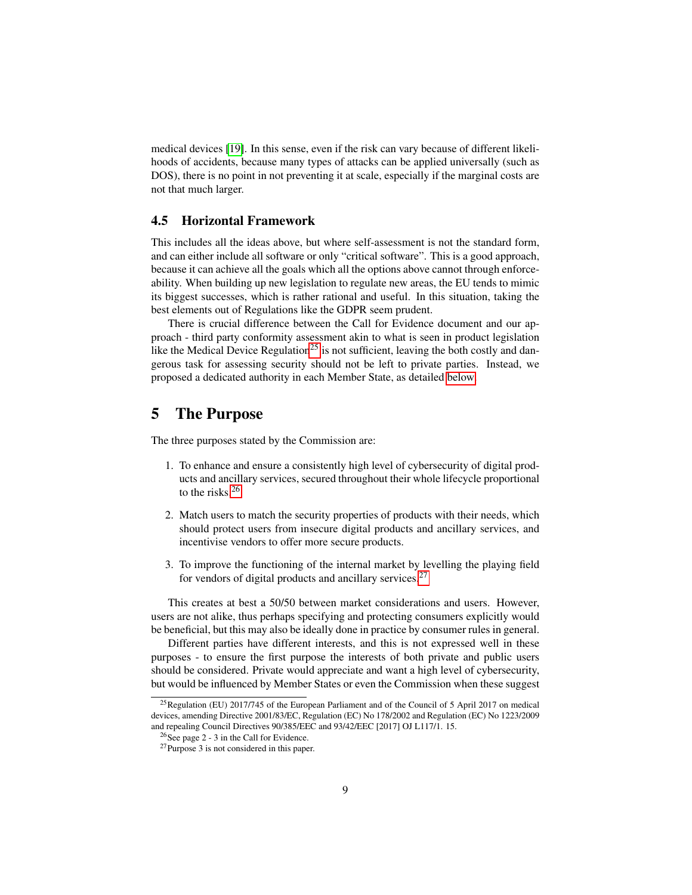medical devices [19]. In this sense, even if the risk can vary because of different likelihoods of accidents, because many types of attacks can be applied universally (such as DOS), there is no point in not preventing it at scale, especially if the marginal costs are not that much larger.

### 4.5 Horizontal Framework

This includes all the ideas above, but where self-assessment is not the standard form, and can either include all software or only "critical software". This is a good approach, because it can achieve all the goals which all the options above cannot through enforceability. When building up new legislation to regulate new areas, the EU tends to mimic its biggest successes, which is rather rational and useful. In this situation, taking the best elements out of Regulations like the GDPR seem prudent.

There is crucial difference between the Call for Evidence document and our approach - third party conformity assessment akin to what is seen in product legislation like the Medical Device Regulation[25] is not sufficient, leaving the both costly and dangerous task for assessing security should not be left to private parties. Instead, we proposed a dedicated authority in each Member State, as detailed below.

## 5 The Purpose

The three purposes stated by the Commission are:

1. To enhance and ensure a consistently high level of cybersecurity of digital products and ancillary services, secured throughout their whole lifecycle proportional to the risks.[26]
2. Match users to match the security properties of products with their needs, which should protect users from insecure digital products and ancillary services, and incentivise vendors to offer more secure products.
3. To improve the functioning of the internal market by levelling the playing field for vendors of digital products and ancillary services.[27]

This creates at best a 50/50 between market considerations and users. However, users are not alike, thus perhaps specifying and protecting consumers explicitly would be beneficial, but this may also be ideally done in practice by consumer rules in general.

Different parties have different interests, and this is not expressed well in these purposes - to ensure the first purpose the interests of both private and public users should be considered. Private would appreciate and want a high level of cybersecurity, but would be influenced by Member States or even the Commission when these suggest

---

[25] Regulation (EU) 2017/745 of the European Parliament and of the Council of 5 April 2017 on medical devices, amending Directive 2001/83/EC, Regulation (EC) No 178/2002 and Regulation (EC) No 1223/2009 and repealing Council Directives 90/385/EEC and 93/42/EEC [2017] OJ L117/1. 15.

[26] See page 2 - 3 in the Call for Evidence.

[27] Purpose 3 is not considered in this paper.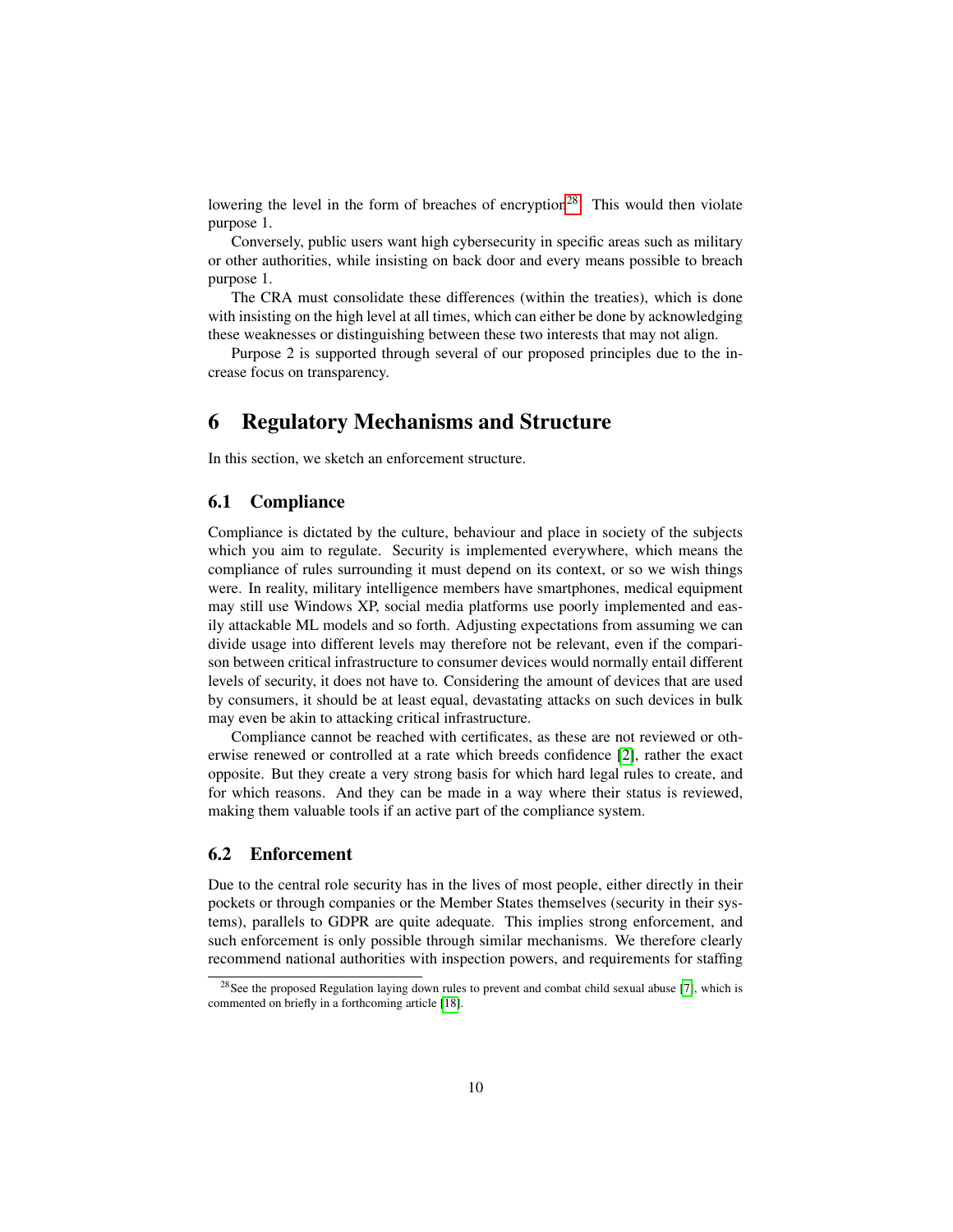lowering the level in the form of breaches of encryption[28]. This would then violate purpose 1.

Conversely, public users want high cybersecurity in specific areas such as military or other authorities, while insisting on back door and every means possible to breach purpose 1.

The CRA must consolidate these differences (within the treaties), which is done with insisting on the high level at all times, which can either be done by acknowledging these weaknesses or distinguishing between these two interests that may not align.

Purpose 2 is supported through several of our proposed principles due to the increase focus on transparency.

# 6 Regulatory Mechanisms and Structure

In this section, we sketch an enforcement structure.

## 6.1 Compliance

Compliance is dictated by the culture, behaviour and place in society of the subjects which you aim to regulate. Security is implemented everywhere, which means the compliance of rules surrounding it must depend on its context, or so we wish things were. In reality, military intelligence members have smartphones, medical equipment may still use Windows XP, social media platforms use poorly implemented and easily attackable ML models and so forth. Adjusting expectations from assuming we can divide usage into different levels may therefore not be relevant, even if the comparison between critical infrastructure to consumer devices would normally entail different levels of security, it does not have to. Considering the amount of devices that are used by consumers, it should be at least equal, devastating attacks on such devices in bulk may even be akin to attacking critical infrastructure.

Compliance cannot be reached with certificates, as these are not reviewed or otherwise renewed or controlled at a rate which breeds confidence [2], rather the exact opposite. But they create a very strong basis for which hard legal rules to create, and for which reasons. And they can be made in a way where their status is reviewed, making them valuable tools if an active part of the compliance system.

## 6.2 Enforcement

Due to the central role security has in the lives of most people, either directly in their pockets or through companies or the Member States themselves (security in their systems), parallels to GDPR are quite adequate. This implies strong enforcement, and such enforcement is only possible through similar mechanisms. We therefore clearly recommend national authorities with inspection powers, and requirements for staffing

[28] See the proposed Regulation laying down rules to prevent and combat child sexual abuse [7], which is commented on briefly in a forthcoming article [18].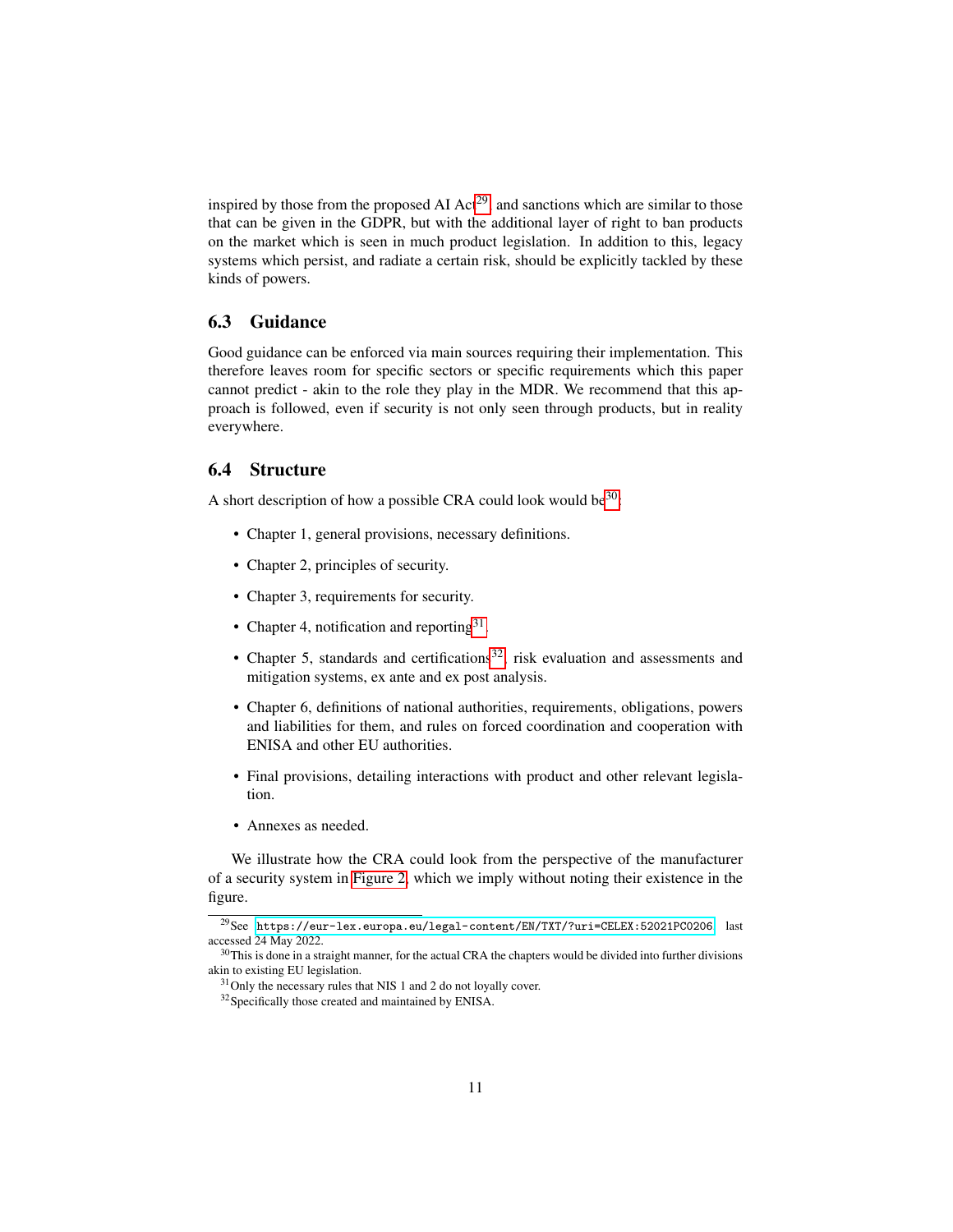inspired by those from the proposed AI Act[29], and sanctions which are similar to those that can be given in the GDPR, but with the additional layer of right to ban products on the market which is seen in much product legislation. In addition to this, legacy systems which persist, and radiate a certain risk, should be explicitly tackled by these kinds of powers.

### 6.3 Guidance

Good guidance can be enforced via main sources requiring their implementation. This therefore leaves room for specific sectors or specific requirements which this paper cannot predict - akin to the role they play in the MDR. We recommend that this approach is followed, even if security is not only seen through products, but in reality everywhere.

### 6.4 Structure

A short description of how a possible CRA could look would be[30]:

- Chapter 1, general provisions, necessary definitions.
- Chapter 2, principles of security.
- Chapter 3, requirements for security.
- Chapter 4, notification and reporting[31].
- Chapter 5, standards and certifications[32], risk evaluation and assessments and mitigation systems, ex ante and ex post analysis.
- Chapter 6, definitions of national authorities, requirements, obligations, powers and liabilities for them, and rules on forced coordination and cooperation with ENISA and other EU authorities.
- Final provisions, detailing interactions with product and other relevant legislation.
- Annexes as needed.

We illustrate how the CRA could look from the perspective of the manufacturer of a security system in Figure 2, which we imply without noting their existence in the figure.

[29] See https://eur-lex.europa.eu/legal-content/EN/TXT/?uri=CELEX:52021PC0206, last accessed 24 May 2022.

[30] This is done in a straight manner, for the actual CRA the chapters would be divided into further divisions akin to existing EU legislation.

[31] Only the necessary rules that NIS 1 and 2 do not loyally cover.

[32] Specifically those created and maintained by ENISA.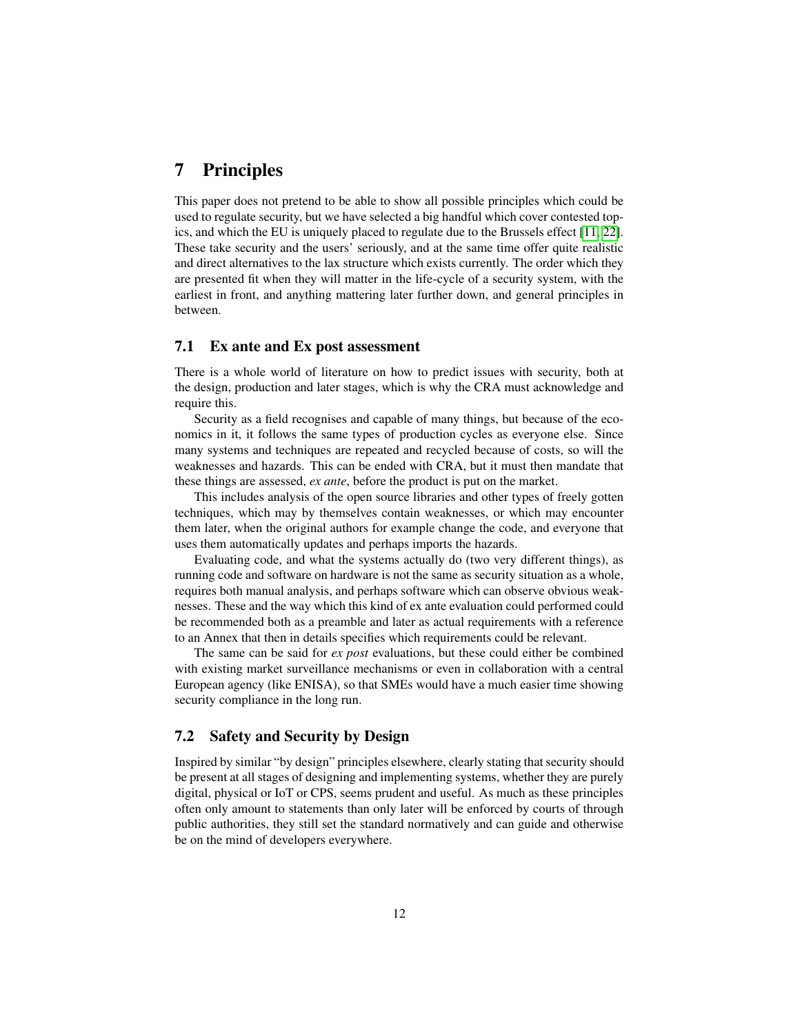# 7 Principles

This paper does not pretend to be able to show all possible principles which could be used to regulate security, but we have selected a big handful which cover contested topics, and which the EU is uniquely placed to regulate due to the Brussels effect [11, 22]. These take security and the users' seriously, and at the same time offer quite realistic and direct alternatives to the lax structure which exists currently. The order which they are presented fit when they will matter in the life-cycle of a security system, with the earliest in front, and anything mattering later further down, and general principles in between.

## 7.1 Ex ante and Ex post assessment

There is a whole world of literature on how to predict issues with security, both at the design, production and later stages, which is why the CRA must acknowledge and require this.

Security as a field recognises and capable of many things, but because of the economics in it, it follows the same types of production cycles as everyone else. Since many systems and techniques are repeated and recycled because of costs, so will the weaknesses and hazards. This can be ended with CRA, but it must then mandate that these things are assessed, *ex ante*, before the product is put on the market.

This includes analysis of the open source libraries and other types of freely gotten techniques, which may by themselves contain weaknesses, or which may encounter them later, when the original authors for example change the code, and everyone that uses them automatically updates and perhaps imports the hazards.

Evaluating code, and what the systems actually do (two very different things), as running code and software on hardware is not the same as security situation as a whole, requires both manual analysis, and perhaps software which can observe obvious weaknesses. These and the way which this kind of ex ante evaluation could performed could be recommended both as a preamble and later as actual requirements with a reference to an Annex that then in details specifies which requirements could be relevant.

The same can be said for *ex post* evaluations, but these could either be combined with existing market surveillance mechanisms or even in collaboration with a central European agency (like ENISA), so that SMEs would have a much easier time showing security compliance in the long run.

## 7.2 Safety and Security by Design

Inspired by similar "by design" principles elsewhere, clearly stating that security should be present at all stages of designing and implementing systems, whether they are purely digital, physical or IoT or CPS, seems prudent and useful. As much as these principles often only amount to statements than only later will be enforced by courts of through public authorities, they still set the standard normatively and can guide and otherwise be on the mind of developers everywhere.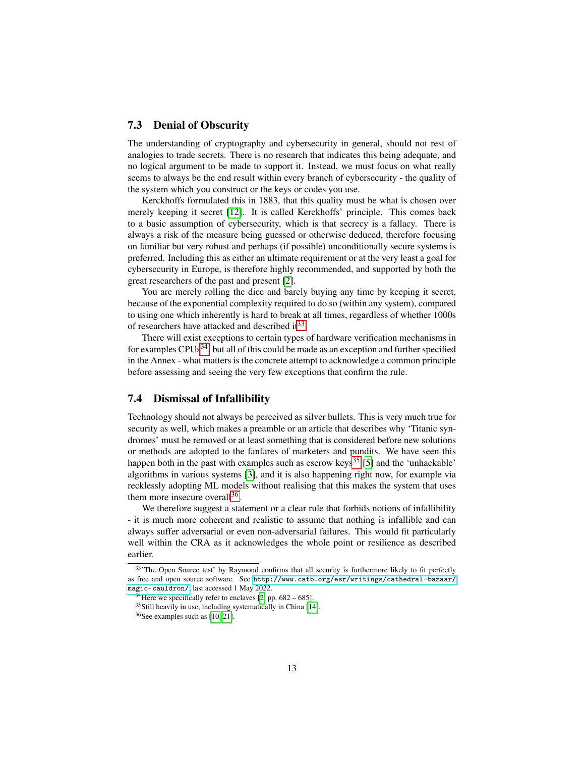## 7.3 Denial of Obscurity

The understanding of cryptography and cybersecurity in general, should not rest of analogies to trade secrets. There is no research that indicates this being adequate, and no logical argument to be made to support it. Instead, we must focus on what really seems to always be the end result within every branch of cybersecurity - the quality of the system which you construct or the keys or codes you use.

Kerckhoffs formulated this in 1883, that this quality must be what is chosen over merely keeping it secret [12]. It is called Kerckhoffs' principle. This comes back to a basic assumption of cybersecurity, which is that secrecy is a fallacy. There is always a risk of the measure being guessed or otherwise deduced, therefore focusing on familiar but very robust and perhaps (if possible) unconditionally secure systems is preferred. Including this as either an ultimate requirement or at the very least a goal for cybersecurity in Europe, is therefore highly recommended, and supported by both the great researchers of the past and present [2].

You are merely rolling the dice and barely buying any time by keeping it secret, because of the exponential complexity required to do so (within any system), compared to using one which inherently is hard to break at all times, regardless of whether 1000s of researchers have attacked and described it[33].

There will exist exceptions to certain types of hardware verification mechanisms in for examples CPUs[34], but all of this could be made as an exception and further specified in the Annex - what matters is the concrete attempt to acknowledge a common principle before assessing and seeing the very few exceptions that confirm the rule.

## 7.4 Dismissal of Infallibility

Technology should not always be perceived as silver bullets. This is very much true for security as well, which makes a preamble or an article that describes why 'Titanic syndromes' must be removed or at least something that is considered before new solutions or methods are adopted to the fanfares of marketers and pundits. We have seen this happen both in the past with examples such as escrow keys[35] [5] and the 'unhackable' algorithms in various systems [3], and it is also happening right now, for example via recklessly adopting ML models without realising that this makes the system that uses them more insecure overall[36].

We therefore suggest a statement or a clear rule that forbids notions of infallibility - it is much more coherent and realistic to assume that nothing is infallible and can always suffer adversarial or even non-adversarial failures. This would fit particularly well within the CRA as it acknowledges the whole point or resilience as described earlier.

---

[33] 'The Open Source test' by Raymond confirms that all security is furthermore likely to fit perfectly as free and open source software. See http://www.catb.org/esr/writings/cathedral-bazaar/magic-cauldron/, last accessed 1 May 2022.

[34] Here we specifically refer to enclaves [2, pp. 682 – 685].

[35] Still heavily in use, including systematically in China [14].

[36] See examples such as [10, 21].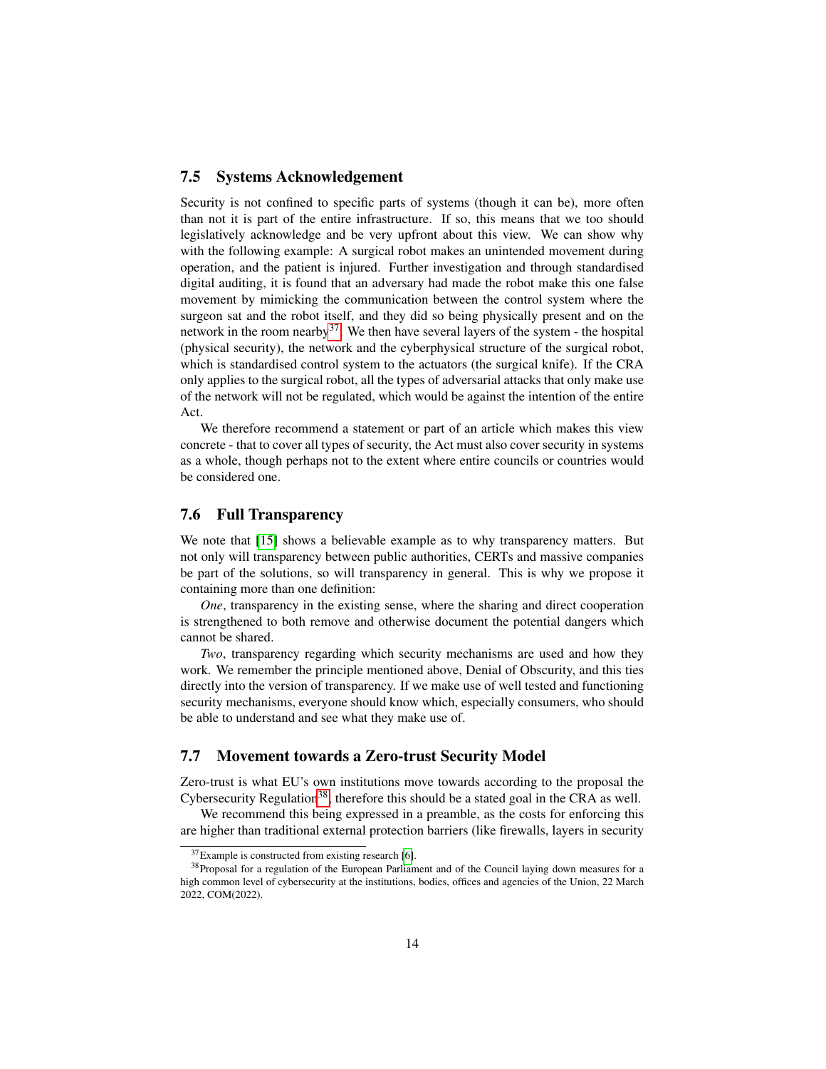### 7.5 Systems Acknowledgement

Security is not confined to specific parts of systems (though it can be), more often than not it is part of the entire infrastructure. If so, this means that we too should legislatively acknowledge and be very upfront about this view. We can show why with the following example: A surgical robot makes an unintended movement during operation, and the patient is injured. Further investigation and through standardised digital auditing, it is found that an adversary had made the robot make this one false movement by mimicking the communication between the control system where the surgeon sat and the robot itself, and they did so being physically present and on the network in the room nearby[37]. We then have several layers of the system - the hospital (physical security), the network and the cyberphysical structure of the surgical robot, which is standardised control system to the actuators (the surgical knife). If the CRA only applies to the surgical robot, all the types of adversarial attacks that only make use of the network will not be regulated, which would be against the intention of the entire Act.

We therefore recommend a statement or part of an article which makes this view concrete - that to cover all types of security, the Act must also cover security in systems as a whole, though perhaps not to the extent where entire councils or countries would be considered one.

### 7.6 Full Transparency

We note that [15] shows a believable example as to why transparency matters. But not only will transparency between public authorities, CERTs and massive companies be part of the solutions, so will transparency in general. This is why we propose it containing more than one definition:

*One*, transparency in the existing sense, where the sharing and direct cooperation is strengthened to both remove and otherwise document the potential dangers which cannot be shared.

*Two*, transparency regarding which security mechanisms are used and how they work. We remember the principle mentioned above, Denial of Obscurity, and this ties directly into the version of transparency. If we make use of well tested and functioning security mechanisms, everyone should know which, especially consumers, who should be able to understand and see what they make use of.

### 7.7 Movement towards a Zero-trust Security Model

Zero-trust is what EU's own institutions move towards according to the proposal the Cybersecurity Regulation[38], therefore this should be a stated goal in the CRA as well.

We recommend this being expressed in a preamble, as the costs for enforcing this are higher than traditional external protection barriers (like firewalls, layers in security

---

[37] Example is constructed from existing research [6].

[38] Proposal for a regulation of the European Parliament and of the Council laying down measures for a high common level of cybersecurity at the institutions, bodies, offices and agencies of the Union, 22 March 2022, COM(2022).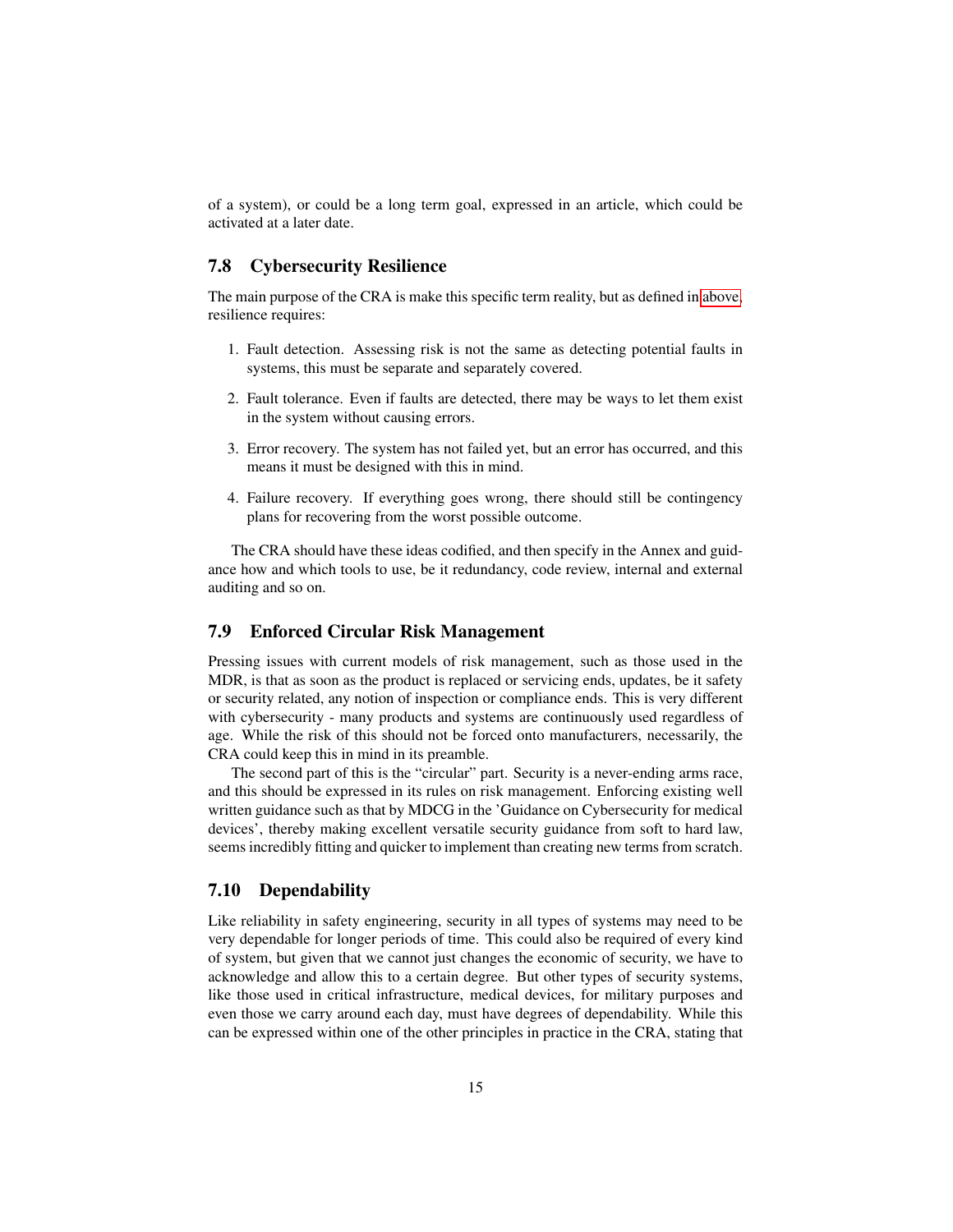of a system), or could be a long term goal, expressed in an article, which could be activated at a later date.

### 7.8 Cybersecurity Resilience

The main purpose of the CRA is make this specific term reality, but as defined in above, resilience requires:

1. Fault detection. Assessing risk is not the same as detecting potential faults in systems, this must be separate and separately covered.
2. Fault tolerance. Even if faults are detected, there may be ways to let them exist in the system without causing errors.
3. Error recovery. The system has not failed yet, but an error has occurred, and this means it must be designed with this in mind.
4. Failure recovery. If everything goes wrong, there should still be contingency plans for recovering from the worst possible outcome.

The CRA should have these ideas codified, and then specify in the Annex and guidance how and which tools to use, be it redundancy, code review, internal and external auditing and so on.

### 7.9 Enforced Circular Risk Management

Pressing issues with current models of risk management, such as those used in the MDR, is that as soon as the product is replaced or servicing ends, updates, be it safety or security related, any notion of inspection or compliance ends. This is very different with cybersecurity - many products and systems are continuously used regardless of age. While the risk of this should not be forced onto manufacturers, necessarily, the CRA could keep this in mind in its preamble.

The second part of this is the "circular" part. Security is a never-ending arms race, and this should be expressed in its rules on risk management. Enforcing existing well written guidance such as that by MDCG in the 'Guidance on Cybersecurity for medical devices', thereby making excellent versatile security guidance from soft to hard law, seems incredibly fitting and quicker to implement than creating new terms from scratch.

### 7.10 Dependability

Like reliability in safety engineering, security in all types of systems may need to be very dependable for longer periods of time. This could also be required of every kind of system, but given that we cannot just changes the economic of security, we have to acknowledge and allow this to a certain degree. But other types of security systems, like those used in critical infrastructure, medical devices, for military purposes and even those we carry around each day, must have degrees of dependability. While this can be expressed within one of the other principles in practice in the CRA, stating that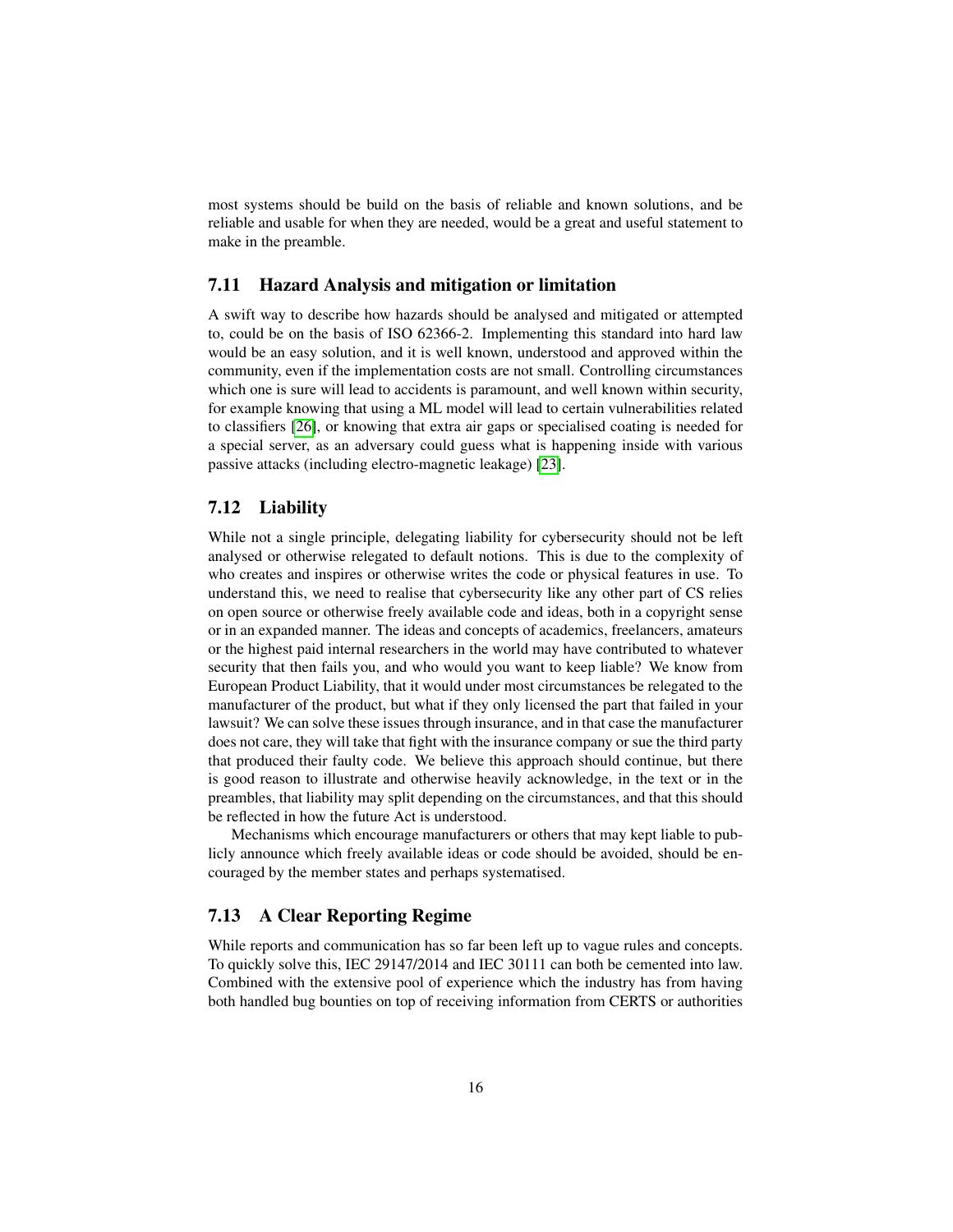most systems should be build on the basis of reliable and known solutions, and be reliable and usable for when they are needed, would be a great and useful statement to make in the preamble.

### 7.11 Hazard Analysis and mitigation or limitation

A swift way to describe how hazards should be analysed and mitigated or attempted to, could be on the basis of ISO 62366-2. Implementing this standard into hard law would be an easy solution, and it is well known, understood and approved within the community, even if the implementation costs are not small. Controlling circumstances which one is sure will lead to accidents is paramount, and well known within security, for example knowing that using a ML model will lead to certain vulnerabilities related to classifiers [26], or knowing that extra air gaps or specialised coating is needed for a special server, as an adversary could guess what is happening inside with various passive attacks (including electro-magnetic leakage) [23].

### 7.12 Liability

While not a single principle, delegating liability for cybersecurity should not be left analysed or otherwise relegated to default notions. This is due to the complexity of who creates and inspires or otherwise writes the code or physical features in use. To understand this, we need to realise that cybersecurity like any other part of CS relies on open source or otherwise freely available code and ideas, both in a copyright sense or in an expanded manner. The ideas and concepts of academics, freelancers, amateurs or the highest paid internal researchers in the world may have contributed to whatever security that then fails you, and who would you want to keep liable? We know from European Product Liability, that it would under most circumstances be relegated to the manufacturer of the product, but what if they only licensed the part that failed in your lawsuit? We can solve these issues through insurance, and in that case the manufacturer does not care, they will take that fight with the insurance company or sue the third party that produced their faulty code. We believe this approach should continue, but there is good reason to illustrate and otherwise heavily acknowledge, in the text or in the preambles, that liability may split depending on the circumstances, and that this should be reflected in how the future Act is understood.

Mechanisms which encourage manufacturers or others that may kept liable to publicly announce which freely available ideas or code should be avoided, should be encouraged by the member states and perhaps systematised.

### 7.13 A Clear Reporting Regime

While reports and communication has so far been left up to vague rules and concepts. To quickly solve this, IEC 29147/2014 and IEC 30111 can both be cemented into law. Combined with the extensive pool of experience which the industry has from having both handled bug bounties on top of receiving information from CERTS or authorities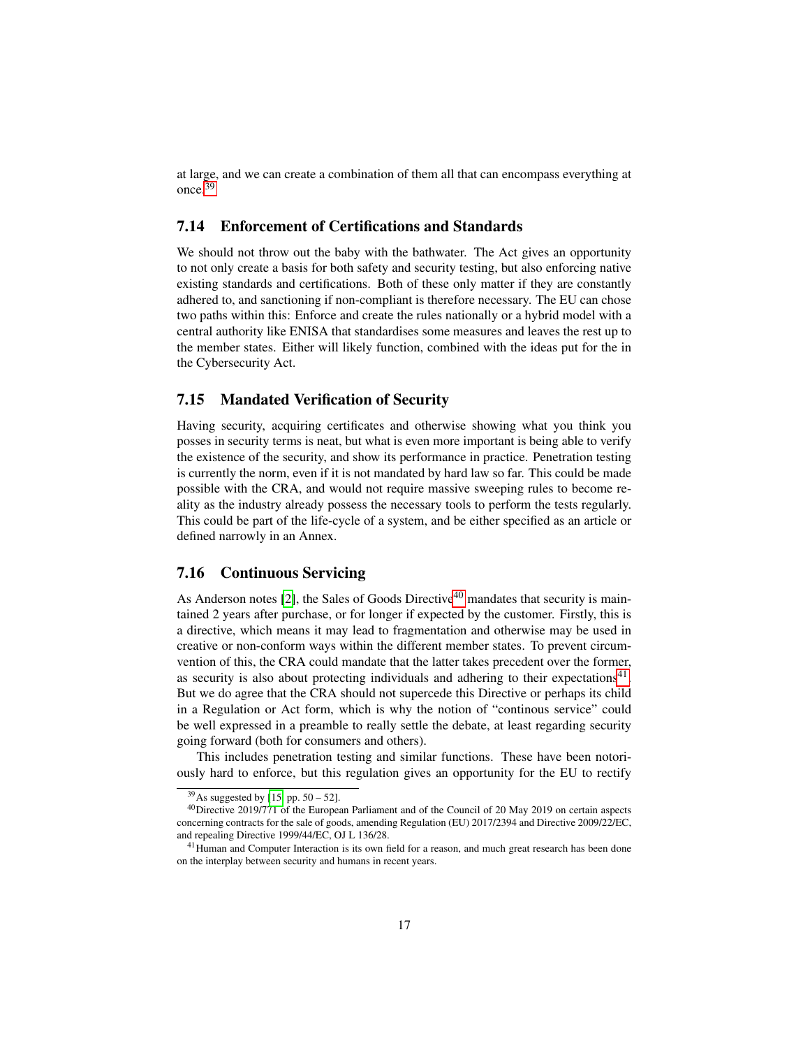at large, and we can create a combination of them all that can encompass everything at once.[39]

## 7.14 Enforcement of Certifications and Standards

We should not throw out the baby with the bathwater. The Act gives an opportunity to not only create a basis for both safety and security testing, but also enforcing native existing standards and certifications. Both of these only matter if they are constantly adhered to, and sanctioning if non-compliant is therefore necessary. The EU can chose two paths within this: Enforce and create the rules nationally or a hybrid model with a central authority like ENISA that standardises some measures and leaves the rest up to the member states. Either will likely function, combined with the ideas put for the in the Cybersecurity Act.

## 7.15 Mandated Verification of Security

Having security, acquiring certificates and otherwise showing what you think you posses in security terms is neat, but what is even more important is being able to verify the existence of the security, and show its performance in practice. Penetration testing is currently the norm, even if it is not mandated by hard law so far. This could be made possible with the CRA, and would not require massive sweeping rules to become reality as the industry already possess the necessary tools to perform the tests regularly. This could be part of the life-cycle of a system, and be either specified as an article or defined narrowly in an Annex.

## 7.16 Continuous Servicing

As Anderson notes [2], the Sales of Goods Directive[40] mandates that security is maintained 2 years after purchase, or for longer if expected by the customer. Firstly, this is a directive, which means it may lead to fragmentation and otherwise may be used in creative or non-conform ways within the different member states. To prevent circumvention of this, the CRA could mandate that the latter takes precedent over the former, as security is also about protecting individuals and adhering to their expectations[41]. But we do agree that the CRA should not supercede this Directive or perhaps its child in a Regulation or Act form, which is why the notion of "continous service" could be well expressed in a preamble to really settle the debate, at least regarding security going forward (both for consumers and others).

This includes penetration testing and similar functions. These have been notoriously hard to enforce, but this regulation gives an opportunity for the EU to rectify

---

[39] As suggested by [15, pp. 50 – 52].

[40] Directive 2019/771 of the European Parliament and of the Council of 20 May 2019 on certain aspects concerning contracts for the sale of goods, amending Regulation (EU) 2017/2394 and Directive 2009/22/EC, and repealing Directive 1999/44/EC, OJ L 136/28.

[41] Human and Computer Interaction is its own field for a reason, and much great research has been done on the interplay between security and humans in recent years.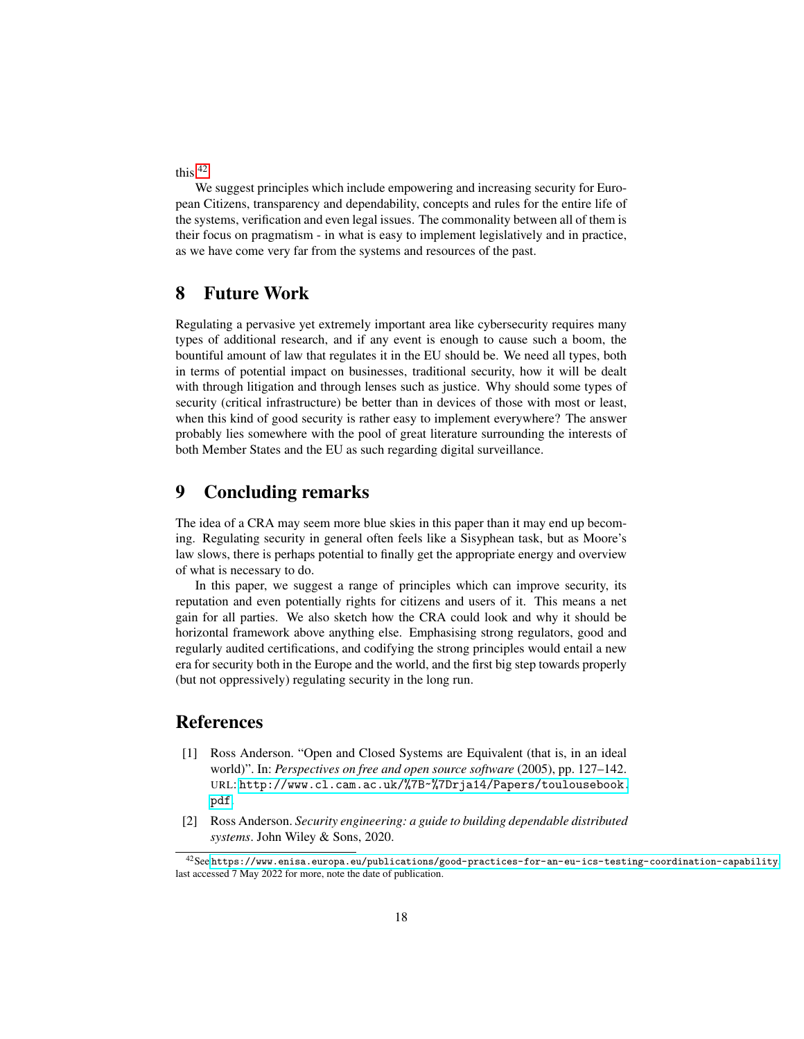this.[42]

We suggest principles which include empowering and increasing security for European Citizens, transparency and dependability, concepts and rules for the entire life of the systems, verification and even legal issues. The commonality between all of them is their focus on pragmatism - in what is easy to implement legislatively and in practice, as we have come very far from the systems and resources of the past.

## 8 Future Work

Regulating a pervasive yet extremely important area like cybersecurity requires many types of additional research, and if any event is enough to cause such a boom, the bountiful amount of law that regulates it in the EU should be. We need all types, both in terms of potential impact on businesses, traditional security, how it will be dealt with through litigation and through lenses such as justice. Why should some types of security (critical infrastructure) be better than in devices of those with most or least, when this kind of good security is rather easy to implement everywhere? The answer probably lies somewhere with the pool of great literature surrounding the interests of both Member States and the EU as such regarding digital surveillance.

## 9 Concluding remarks

The idea of a CRA may seem more blue skies in this paper than it may end up becoming. Regulating security in general often feels like a Sisyphean task, but as Moore's law slows, there is perhaps potential to finally get the appropriate energy and overview of what is necessary to do.

In this paper, we suggest a range of principles which can improve security, its reputation and even potentially rights for citizens and users of it. This means a net gain for all parties. We also sketch how the CRA could look and why it should be horizontal framework above anything else. Emphasising strong regulators, good and regularly audited certifications, and codifying the strong principles would entail a new era for security both in the Europe and the world, and the first big step towards properly (but not oppressively) regulating security in the long run.

## References

[1] Ross Anderson. "Open and Closed Systems are Equivalent (that is, in an ideal world)". In: *Perspectives on free and open source software* (2005), pp. 127–142. URL: http://www.cl.cam.ac.uk/%7B~%7Drja14/Papers/toulousebook.pdf.

[2] Ross Anderson. *Security engineering: a guide to building dependable distributed systems*. John Wiley & Sons, 2020.

---

[42] See https://www.enisa.europa.eu/publications/good-practices-for-an-eu-ics-testing-coordination-capability, last accessed 7 May 2022 for more, note the date of publication.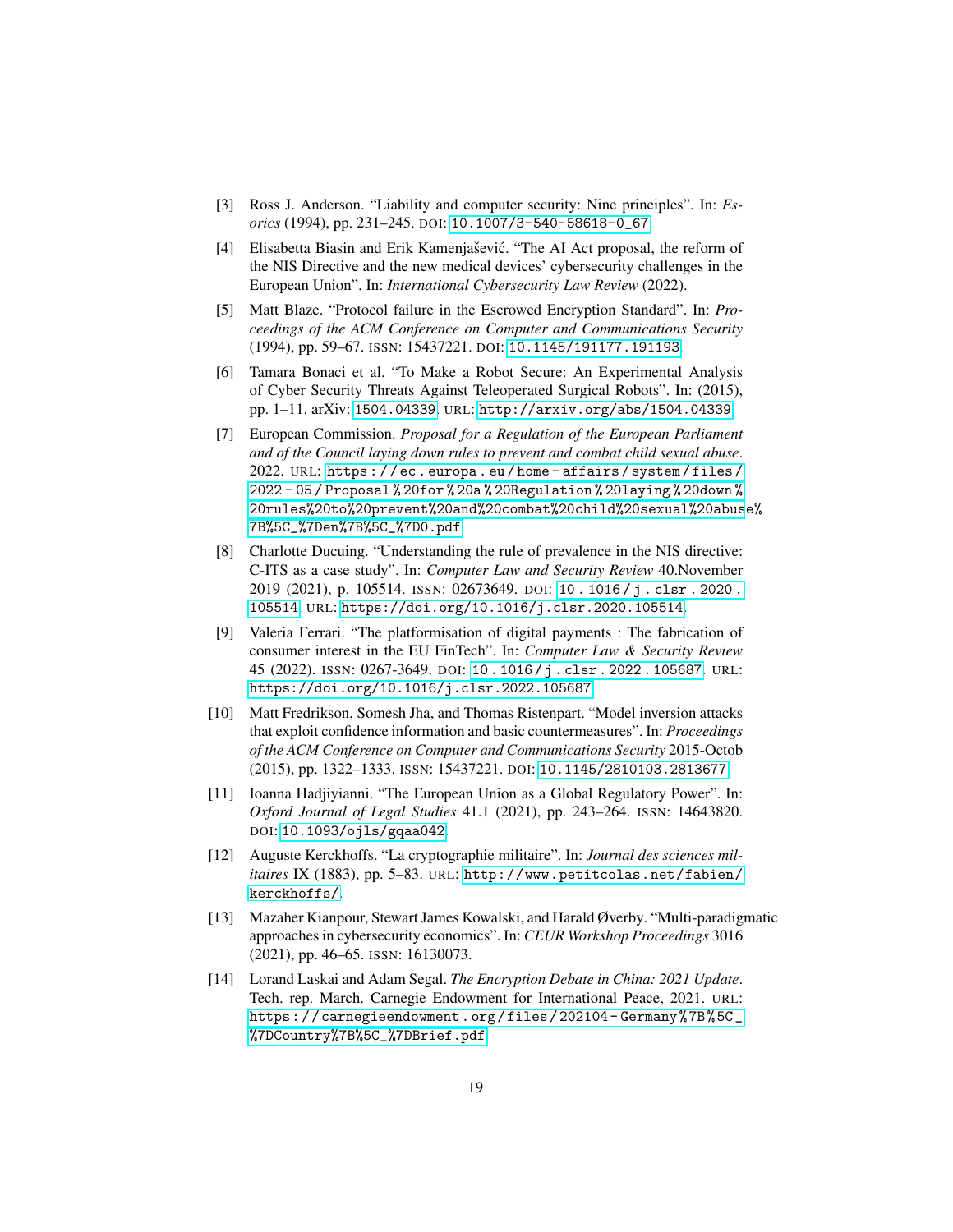[3] Ross J. Anderson. "Liability and computer security: Nine principles". In: *Esorics* (1994), pp. 231–245. DOI: 10.1007/3-540-58618-0_67.

[4] Elisabetta Biasin and Erik Kamenjašević. "The AI Act proposal, the reform of the NIS Directive and the new medical devices' cybersecurity challenges in the European Union". In: *International Cybersecurity Law Review* (2022).

[5] Matt Blaze. "Protocol failure in the Escrowed Encryption Standard". In: *Proceedings of the ACM Conference on Computer and Communications Security* (1994), pp. 59–67. ISSN: 15437221. DOI: 10.1145/191177.191193.

[6] Tamara Bonaci et al. "To Make a Robot Secure: An Experimental Analysis of Cyber Security Threats Against Teleoperated Surgical Robots". In: (2015), pp. 1–11. arXiv: 1504.04339. URL: http://arxiv.org/abs/1504.04339.

[7] European Commission. *Proposal for a Regulation of the European Parliament and of the Council laying down rules to prevent and combat child sexual abuse*. 2022. URL: https://ec.europa.eu/home-affairs/system/files/2022-05/Proposal%20for%20a%20Regulation%20laying%20down%20rules%20to%20prevent%20and%20combat%20child%20sexual%20abuse%7B%5C_%7Den%7B%5C_%7D0.pdf.

[8] Charlotte Ducuing. "Understanding the rule of prevalence in the NIS directive: C-ITS as a case study". In: *Computer Law and Security Review* 40.November 2019 (2021), p. 105514. ISSN: 02673649. DOI: 10.1016/j.clsr.2020.105514. URL: https://doi.org/10.1016/j.clsr.2020.105514.

[9] Valeria Ferrari. "The platformisation of digital payments : The fabrication of consumer interest in the EU FinTech". In: *Computer Law & Security Review* 45 (2022). ISSN: 0267-3649. DOI: 10.1016/j.clsr.2022.105687. URL: https://doi.org/10.1016/j.clsr.2022.105687.

[10] Matt Fredrikson, Somesh Jha, and Thomas Ristenpart. "Model inversion attacks that exploit confidence information and basic countermeasures". In: *Proceedings of the ACM Conference on Computer and Communications Security* 2015-Octob (2015), pp. 1322–1333. ISSN: 15437221. DOI: 10.1145/2810103.2813677.

[11] Ioanna Hadjiyianni. "The European Union as a Global Regulatory Power". In: *Oxford Journal of Legal Studies* 41.1 (2021), pp. 243–264. ISSN: 14643820. DOI: 10.1093/ojls/gqaa042.

[12] Auguste Kerckhoffs. "La cryptographie militaire". In: *Journal des sciences militaires* IX (1883), pp. 5–83. URL: http://www.petitcolas.net/fabien/kerckhoffs/.

[13] Mazaher Kianpour, Stewart James Kowalski, and Harald Øverby. "Multi-paradigmatic approaches in cybersecurity economics". In: *CEUR Workshop Proceedings* 3016 (2021), pp. 46–65. ISSN: 16130073.

[14] Lorand Laskai and Adam Segal. *The Encryption Debate in China: 2021 Update*. Tech. rep. March. Carnegie Endowment for International Peace, 2021. URL: https://carnegieendowment.org/files/202104-Germany%7B%5C_%7DCountry%7B%5C_%7DBrief.pdf.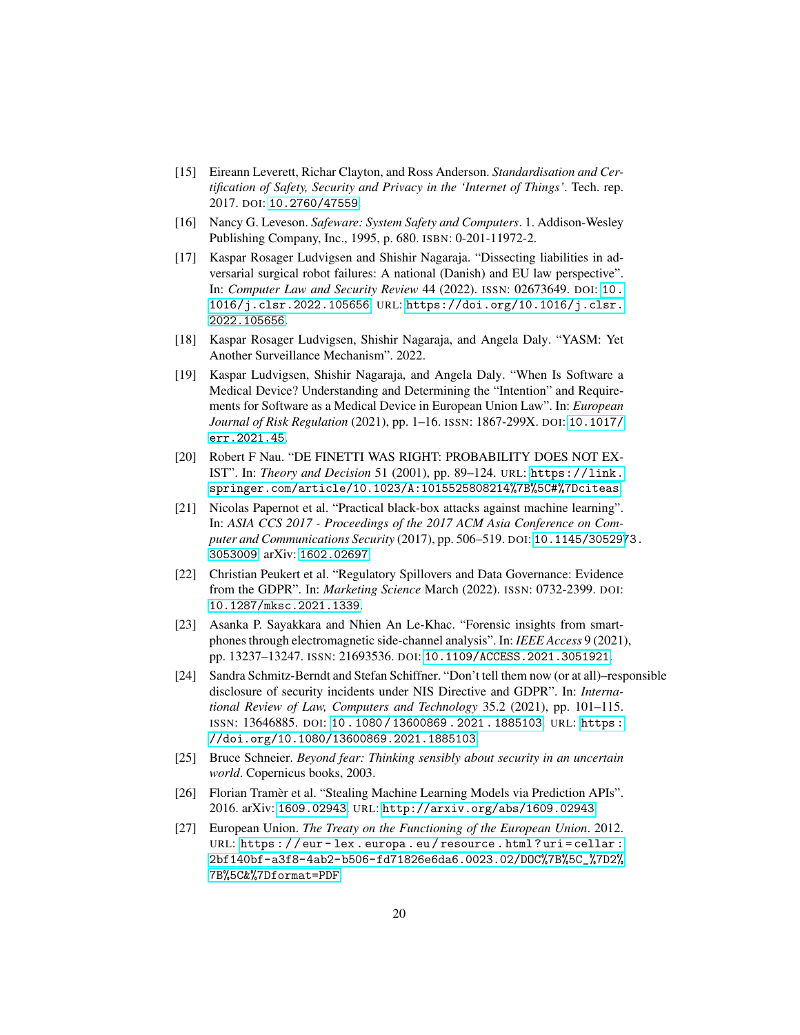[15] Eireann Leverett, Richar Clayton, and Ross Anderson. *Standardisation and Certification of Safety, Security and Privacy in the 'Internet of Things'*. Tech. rep. 2017. DOI: 10.2760/47559.

[16] Nancy G. Leveson. *Safeware: System Safety and Computers*. 1. Addison-Wesley Publishing Company, Inc., 1995, p. 680. ISBN: 0-201-11972-2.

[17] Kaspar Rosager Ludvigsen and Shishir Nagaraja. "Dissecting liabilities in adversarial surgical robot failures: A national (Danish) and EU law perspective". In: *Computer Law and Security Review* 44 (2022). ISSN: 02673649. DOI: 10.1016/j.clsr.2022.105656. URL: https://doi.org/10.1016/j.clsr.2022.105656.

[18] Kaspar Rosager Ludvigsen, Shishir Nagaraja, and Angela Daly. "YASM: Yet Another Surveillance Mechanism". 2022.

[19] Kaspar Ludvigsen, Shishir Nagaraja, and Angela Daly. "When Is Software a Medical Device? Understanding and Determining the "Intention" and Requirements for Software as a Medical Device in European Union Law". In: *European Journal of Risk Regulation* (2021), pp. 1–16. ISSN: 1867-299X. DOI: 10.1017/err.2021.45.

[20] Robert F Nau. "DE FINETTI WAS RIGHT: PROBABILITY DOES NOT EXIST". In: *Theory and Decision* 51 (2001), pp. 89–124. URL: https://link.springer.com/article/10.1023/A:1015525808214%7B%5C#%7Dciteas.

[21] Nicolas Papernot et al. "Practical black-box attacks against machine learning". In: *ASIA CCS 2017 - Proceedings of the 2017 ACM Asia Conference on Computer and Communications Security* (2017), pp. 506–519. DOI: 10.1145/3052973.3053009. arXiv: 1602.02697.

[22] Christian Peukert et al. "Regulatory Spillovers and Data Governance: Evidence from the GDPR". In: *Marketing Science* March (2022). ISSN: 0732-2399. DOI: 10.1287/mksc.2021.1339.

[23] Asanka P. Sayakkara and Nhien An Le-Khac. "Forensic insights from smartphones through electromagnetic side-channel analysis". In: *IEEE Access* 9 (2021), pp. 13237–13247. ISSN: 21693536. DOI: 10.1109/ACCESS.2021.3051921.

[24] Sandra Schmitz-Berndt and Stefan Schiffner. "Don't tell them now (or at all)–responsible disclosure of security incidents under NIS Directive and GDPR". In: *International Review of Law, Computers and Technology* 35.2 (2021), pp. 101–115. ISSN: 13646885. DOI: 10.1080/13600869.2021.1885103. URL: https://doi.org/10.1080/13600869.2021.1885103.

[25] Bruce Schneier. *Beyond fear: Thinking sensibly about security in an uncertain world*. Copernicus books, 2003.

[26] Florian Tramèr et al. "Stealing Machine Learning Models via Prediction APIs". 2016. arXiv: 1609.02943. URL: http://arxiv.org/abs/1609.02943.

[27] European Union. *The Treaty on the Functioning of the European Union*. 2012. URL: https://eur-lex.europa.eu/resource.html?uri=cellar:2bf140bf-a3f8-4ab2-b506-fd71826e6da6.0023.02/DOC%7B%5C_%7D2%7B%5C&%7Dformat=PDF.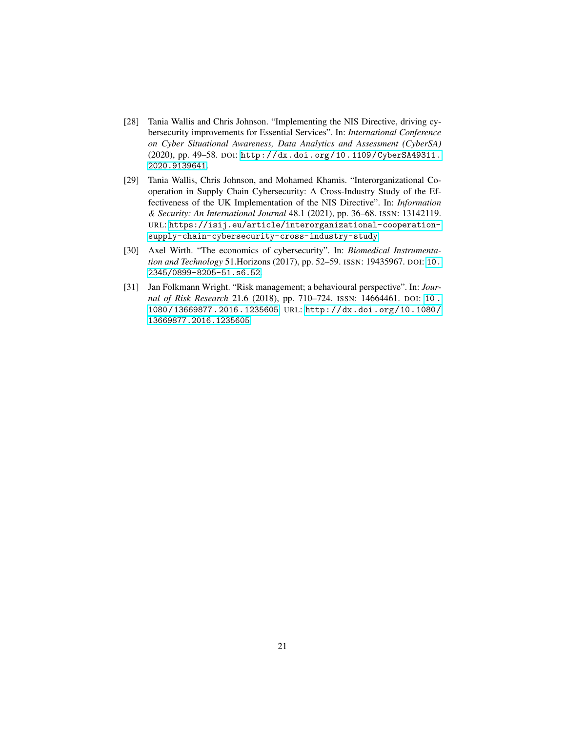[28] Tania Wallis and Chris Johnson. "Implementing the NIS Directive, driving cybersecurity improvements for Essential Services". In: *International Conference on Cyber Situational Awareness, Data Analytics and Assessment (CyberSA)* (2020), pp. 49–58. DOI: http://dx.doi.org/10.1109/CyberSA49311.2020.9139641.

[29] Tania Wallis, Chris Johnson, and Mohamed Khamis. "Interorganizational Cooperation in Supply Chain Cybersecurity: A Cross-Industry Study of the Effectiveness of the UK Implementation of the NIS Directive". In: *Information & Security: An International Journal* 48.1 (2021), pp. 36–68. ISSN: 13142119. URL: https://isij.eu/article/interorganizational-cooperation-supply-chain-cybersecurity-cross-industry-study.

[30] Axel Wirth. "The economics of cybersecurity". In: *Biomedical Instrumentation and Technology* 51.Horizons (2017), pp. 52–59. ISSN: 19435967. DOI: 10.2345/0899-8205-51.s6.52.

[31] Jan Folkmann Wright. "Risk management; a behavioural perspective". In: *Journal of Risk Research* 21.6 (2018), pp. 710–724. ISSN: 14664461. DOI: 10.1080/13669877.2016.1235605. URL: http://dx.doi.org/10.1080/13669877.2016.1235605.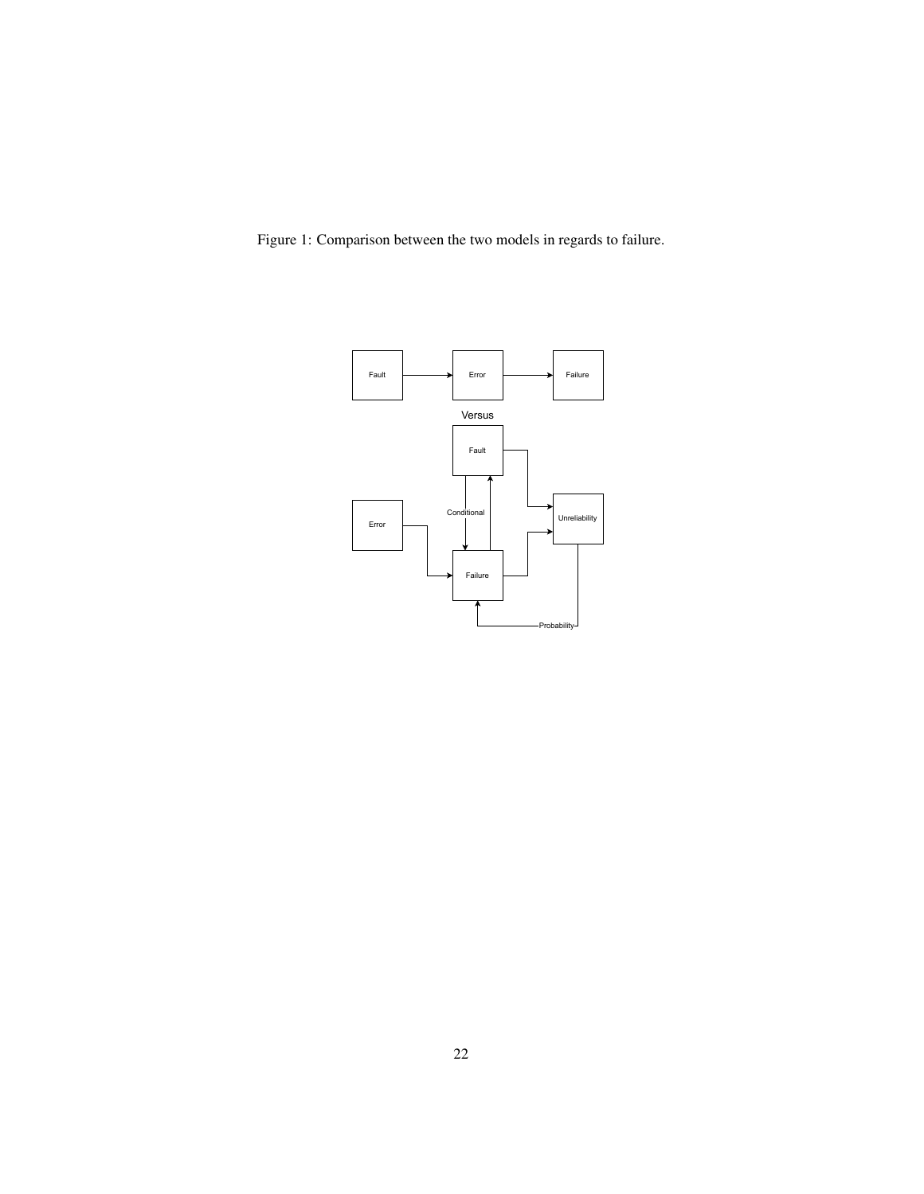Figure 1: Comparison between the two models in regards to failure.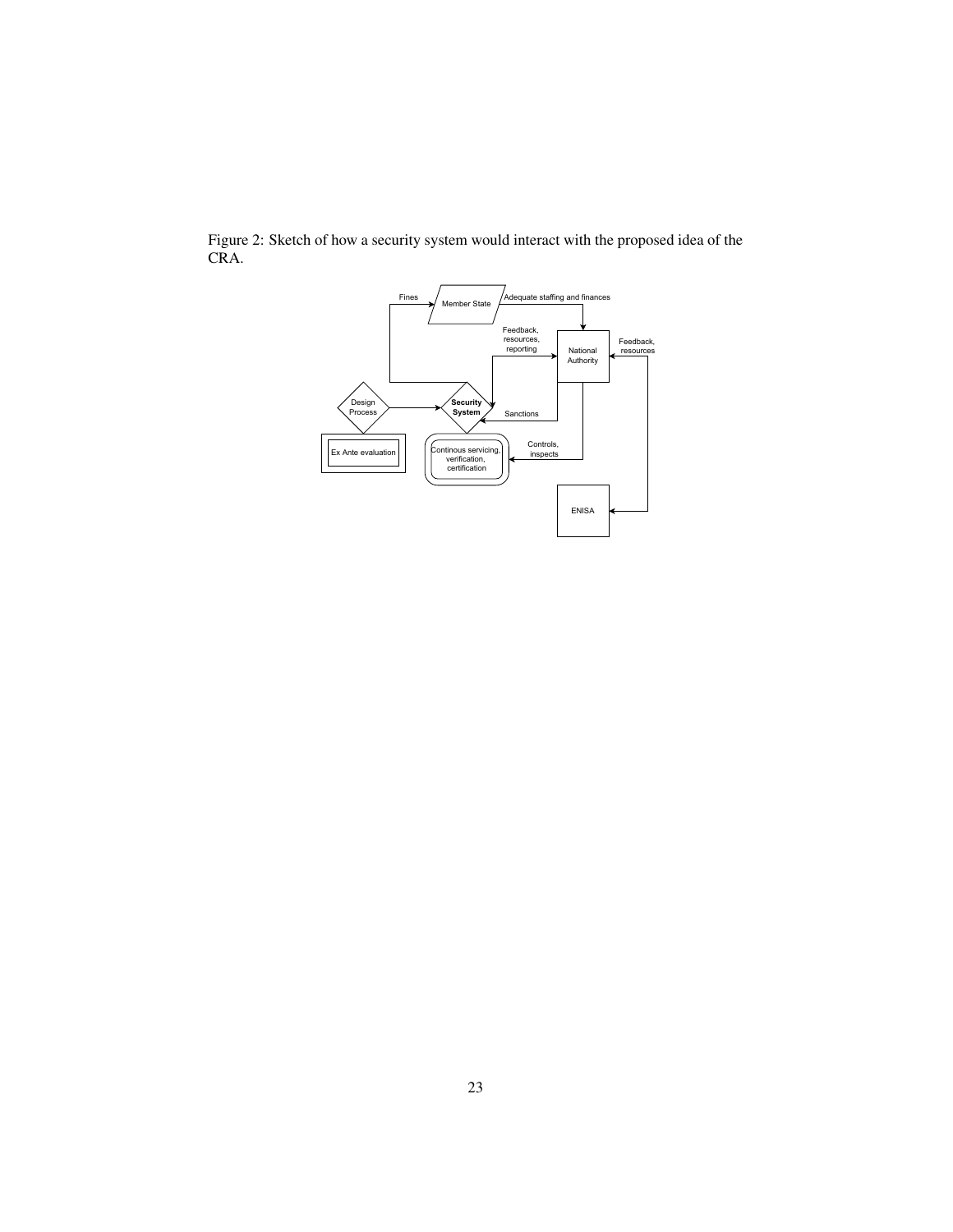Figure 2: Sketch of how a security system would interact with the proposed idea of the CRA.

Fines

Member State

Adequate staffing and finances

Feedback, resources, reporting

National Authority

Feedback, resources

Design Process

Security System

Sanctions

Ex Ante evaluation

Continous servicing, verification, certification

Controls, inspects

ENISA